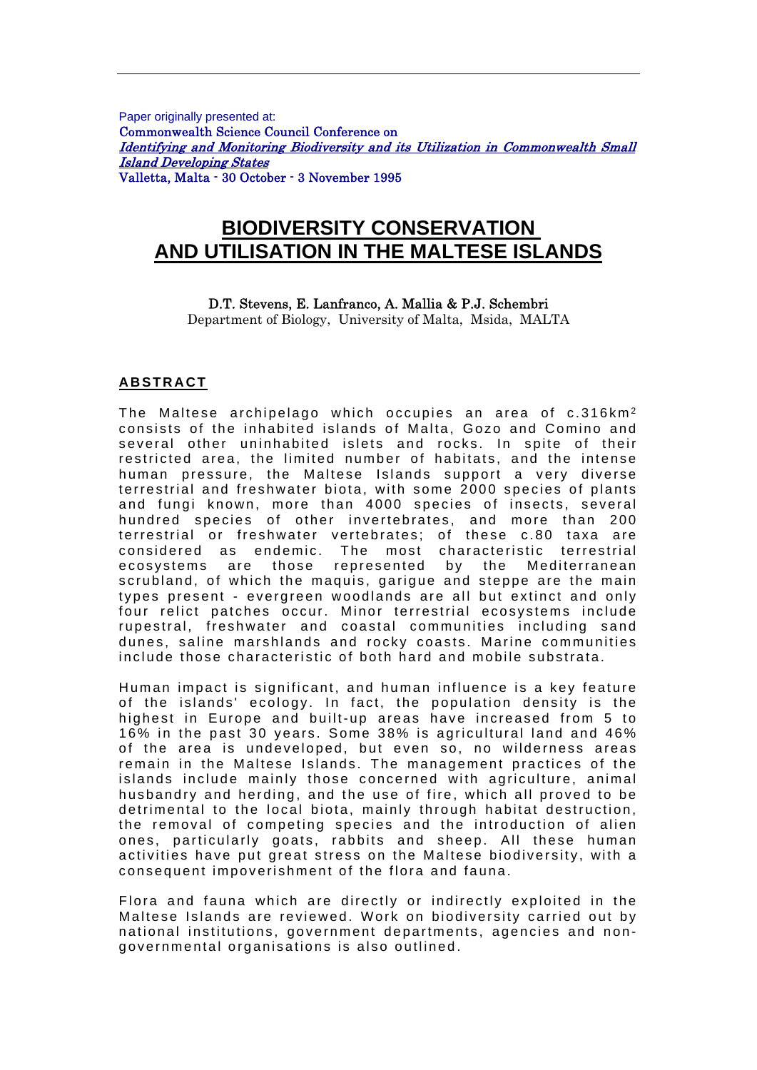Paper originally presented at:
Commonwealth Science Council Conference on
*Identifying and Monitoring Biodiversity and its Utilization in Commonwealth Small Island Developing States*
Valletta, Malta - 30 October - 3 November 1995

# BIODIVERSITY CONSERVATION AND UTILISATION IN THE MALTESE ISLANDS

D.T. Stevens, E. Lanfranco, A. Mallia & P.J. Schembri
Department of Biology, University of Malta, Msida, MALTA

## ABSTRACT

The Maltese archipelago which occupies an area of c.316km$^2$ consists of the inhabited islands of Malta, Gozo and Comino and several other uninhabited islets and rocks. In spite of their restricted area, the limited number of habitats, and the intense human pressure, the Maltese Islands support a very diverse terrestrial and freshwater biota, with some 2000 species of plants and fungi known, more than 4000 species of insects, several hundred species of other invertebrates, and more than 200 terrestrial or freshwater vertebrates; of these c.80 taxa are considered as endemic. The most characteristic terrestrial ecosystems are those represented by the Mediterranean scrubland, of which the maquis, garigue and steppe are the main types present - evergreen woodlands are all but extinct and only four relict patches occur. Minor terrestrial ecosystems include rupestral, freshwater and coastal communities including sand dunes, saline marshlands and rocky coasts. Marine communities include those characteristic of both hard and mobile substrata.

Human impact is significant, and human influence is a key feature of the islands' ecology. In fact, the population density is the highest in Europe and built-up areas have increased from 5 to 16% in the past 30 years. Some 38% is agricultural land and 46% of the area is undeveloped, but even so, no wilderness areas remain in the Maltese Islands. The management practices of the islands include mainly those concerned with agriculture, animal husbandry and herding, and the use of fire, which all proved to be detrimental to the local biota, mainly through habitat destruction, the removal of competing species and the introduction of alien ones, particularly goats, rabbits and sheep. All these human activities have put great stress on the Maltese biodiversity, with a consequent impoverishment of the flora and fauna.

Flora and fauna which are directly or indirectly exploited in the Maltese Islands are reviewed. Work on biodiversity carried out by national institutions, government departments, agencies and non-governmental organisations is also outlined.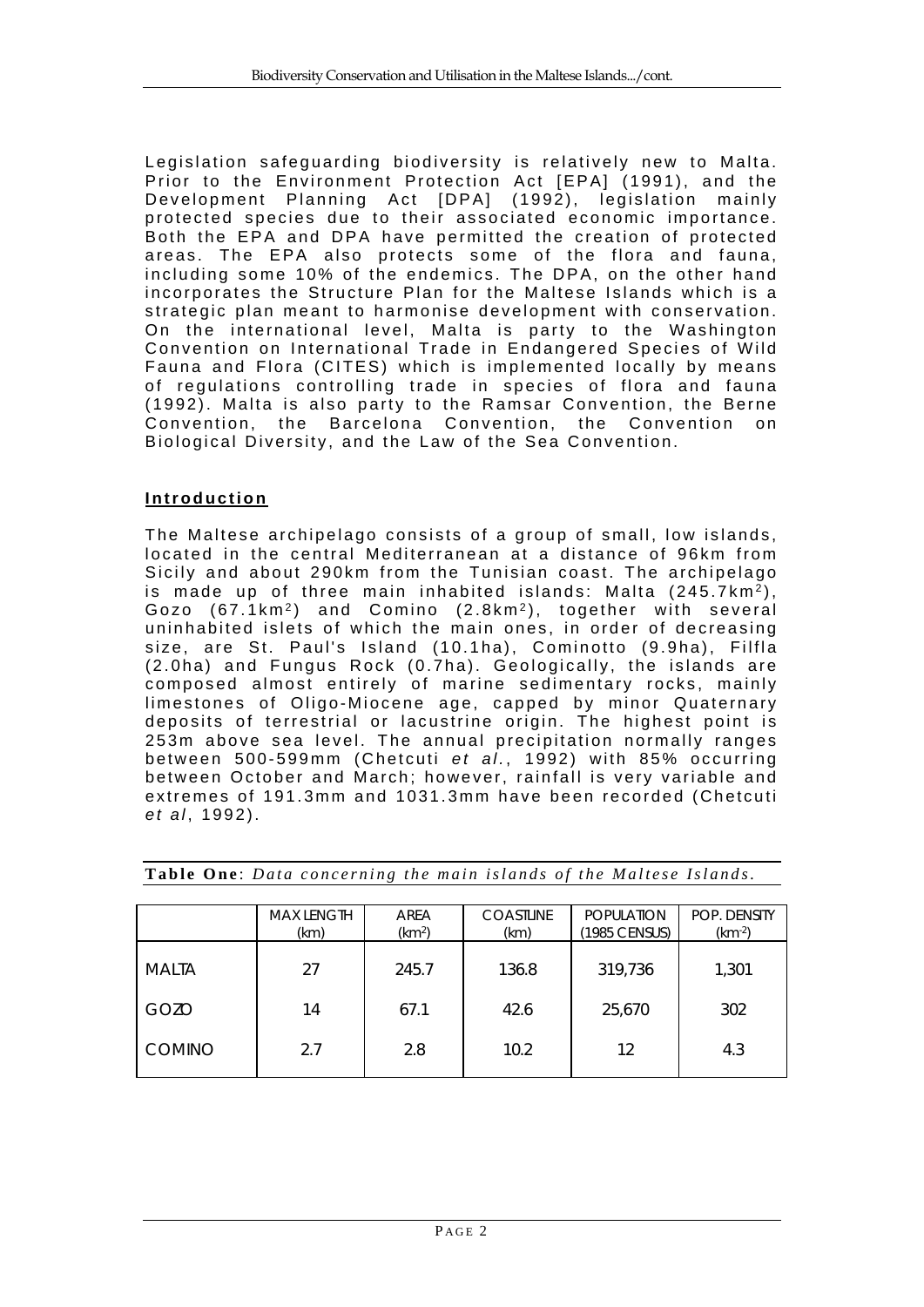Legislation safeguarding biodiversity is relatively new to Malta. Prior to the Environment Protection Act [EPA] (1991), and the Development Planning Act [DPA] (1992), legislation mainly protected species due to their associated economic importance. Both the EPA and DPA have permitted the creation of protected areas. The EPA also protects some of the flora and fauna, including some 10% of the endemics. The DPA, on the other hand incorporates the Structure Plan for the Maltese Islands which is a strategic plan meant to harmonise development with conservation. On the international level, Malta is party to the Washington Convention on International Trade in Endangered Species of Wild Fauna and Flora (CITES) which is implemented locally by means of regulations controlling trade in species of flora and fauna (1992). Malta is also party to the Ramsar Convention, the Berne Convention, the Barcelona Convention, the Convention on Biological Diversity, and the Law of the Sea Convention.

## Introduction

The Maltese archipelago consists of a group of small, low islands, located in the central Mediterranean at a distance of 96km from Sicily and about 290km from the Tunisian coast. The archipelago is made up of three main inhabited islands: Malta (245.7km$^2$), Gozo (67.1km$^2$) and Comino (2.8km$^2$), together with several uninhabited islets of which the main ones, in order of decreasing size, are St. Paul's Island (10.1ha), Cominotto (9.9ha), Filfla (2.0ha) and Fungus Rock (0.7ha). Geologically, the islands are composed almost entirely of marine sedimentary rocks, mainly limestones of Oligo-Miocene age, capped by minor Quaternary deposits of terrestrial or lacustrine origin. The highest point is 253m above sea level. The annual precipitation normally ranges between 500-599mm (Chetcuti *et al.*, 1992) with 85% occurring between October and March; however, rainfall is very variable and extremes of 191.3mm and 1031.3mm have been recorded (Chetcuti *et al*, 1992).

**Table One**: *Data concerning the main islands of the Maltese Islands.*

| | MAX LENGTH (km) | AREA (km$^2$) | COASTLINE (km) | POPULATION (1985 CENSUS) | POP. DENSITY (km$^{-2}$) |
|---|---|---|---|---|---|
| MALTA | 27 | 245.7 | 136.8 | 319,736 | 1,301 |
| GOZO | 14 | 67.1 | 42.6 | 25,670 | 302 |
| COMINO | 2.7 | 2.8 | 10.2 | 12 | 4.3 |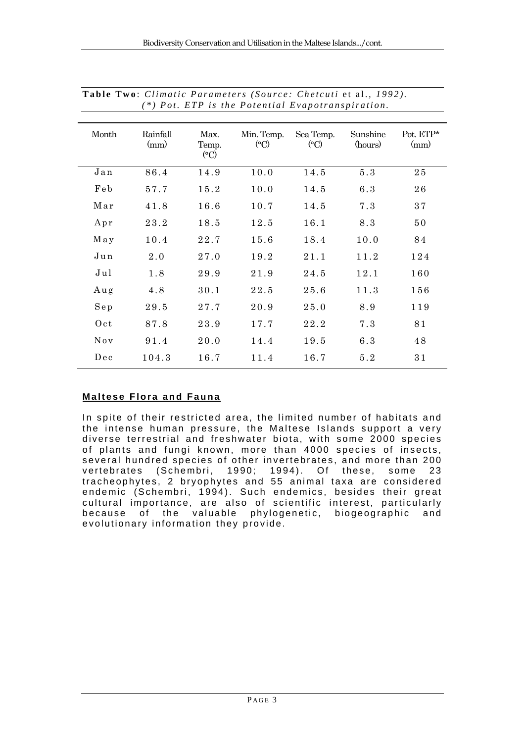**Table Two**: *Climatic Parameters (Source: Chetcuti* et al., *1992). (\*) Pot. ETP is the Potential Evapotranspiration.*

| Month | Rainfall (mm) | Max. Temp. (°C) | Min. Temp. (°C) | Sea Temp. (°C) | Sunshine (hours) | Pot. ETP* (mm) |
|---|---|---|---|---|---|---|
| Jan | 86.4 | 14.9 | 10.0 | 14.5 | 5.3 | 25 |
| Feb | 57.7 | 15.2 | 10.0 | 14.5 | 6.3 | 26 |
| Mar | 41.8 | 16.6 | 10.7 | 14.5 | 7.3 | 37 |
| Apr | 23.2 | 18.5 | 12.5 | 16.1 | 8.3 | 50 |
| May | 10.4 | 22.7 | 15.6 | 18.4 | 10.0 | 84 |
| Jun | 2.0 | 27.0 | 19.2 | 21.1 | 11.2 | 124 |
| Jul | 1.8 | 29.9 | 21.9 | 24.5 | 12.1 | 160 |
| Aug | 4.8 | 30.1 | 22.5 | 25.6 | 11.3 | 156 |
| Sep | 29.5 | 27.7 | 20.9 | 25.0 | 8.9 | 119 |
| Oct | 87.8 | 23.9 | 17.7 | 22.2 | 7.3 | 81 |
| Nov | 91.4 | 20.0 | 14.4 | 19.5 | 6.3 | 48 |
| Dec | 104.3 | 16.7 | 11.4 | 16.7 | 5.2 | 31 |

## Maltese Flora and Fauna

In spite of their restricted area, the limited number of habitats and the intense human pressure, the Maltese Islands support a very diverse terrestrial and freshwater biota, with some 2000 species of plants and fungi known, more than 4000 species of insects, several hundred species of other invertebrates, and more than 200 vertebrates (Schembri, 1990; 1994). Of these, some 23 tracheophytes, 2 bryophytes and 55 animal taxa are considered endemic (Schembri, 1994). Such endemics, besides their great cultural importance, are also of scientific interest, particularly because of the valuable phylogenetic, biogeographic and evolutionary information they provide.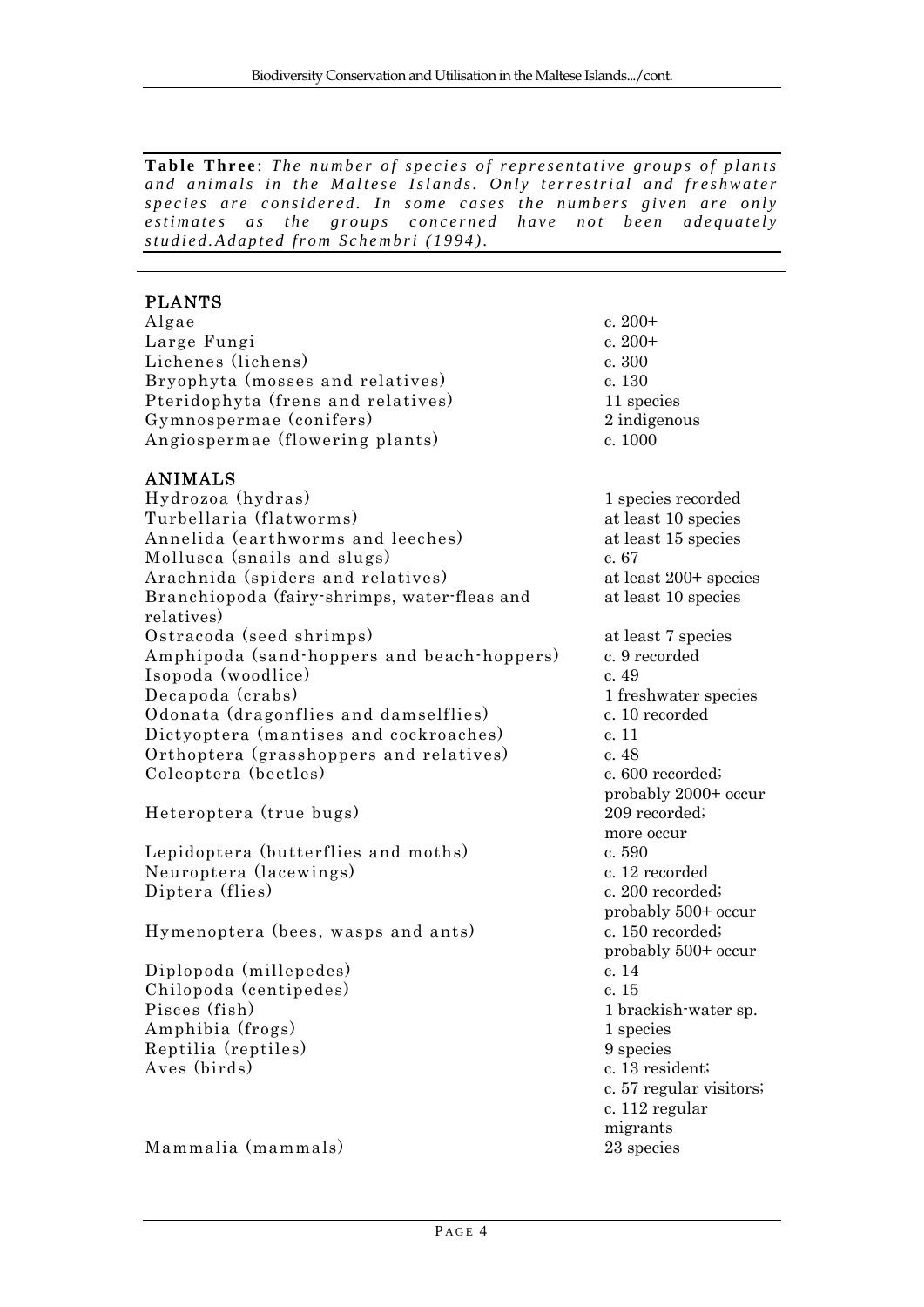**Table Three**: *The number of species of representative groups of plants and animals in the Maltese Islands. Only terrestrial and freshwater species are considered. In some cases the numbers given are only estimates as the groups concerned have not been adequately studied. Adapted from Schembri (1994).*

| | |
|---|---|
| **PLANTS** | |
| Algae | c. 200+ |
| Large Fungi | c. 200+ |
| Lichenes (lichens) | c. 300 |
| Bryophyta (mosses and relatives) | c. 130 |
| Pteridophyta (frens and relatives) | 11 species |
| Gymnospermae (conifers) | 2 indigenous |
| Angiospermae (flowering plants) | c. 1000 |
| **ANIMALS** | |
| Hydrozoa (hydras) | 1 species recorded |
| Turbellaria (flatworms) | at least 10 species |
| Annelida (earthworms and leeches) | at least 15 species |
| Mollusca (snails and slugs) | c. 67 |
| Arachnida (spiders and relatives) | at least 200+ species |
| Branchiopoda (fairy-shrimps, water-fleas and relatives) | at least 10 species |
| Ostracoda (seed shrimps) | at least 7 species |
| Amphipoda (sand-hoppers and beach-hoppers) | c. 9 recorded |
| Isopoda (woodlice) | c. 49 |
| Decapoda (crabs) | 1 freshwater species |
| Odonata (dragonflies and damselflies) | c. 10 recorded |
| Dictyoptera (mantises and cockroaches) | c. 11 |
| Orthoptera (grasshoppers and relatives) | c. 48 |
| Coleoptera (beetles) | c. 600 recorded; probably 2000+ occur |
| Heteroptera (true bugs) | 209 recorded; more occur |
| Lepidoptera (butterflies and moths) | c. 590 |
| Neuroptera (lacewings) | c. 12 recorded |
| Diptera (flies) | c. 200 recorded; probably 500+ occur |
| Hymenoptera (bees, wasps and ants) | c. 150 recorded; probably 500+ occur |
| Diplopoda (millepedes) | c. 14 |
| Chilopoda (centipedes) | c. 15 |
| Pisces (fish) | 1 brackish-water sp. |
| Amphibia (frogs) | 1 species |
| Reptilia (reptiles) | 9 species |
| Aves (birds) | c. 13 resident; c. 57 regular visitors; c. 112 regular migrants |
| Mammalia (mammals) | 23 species |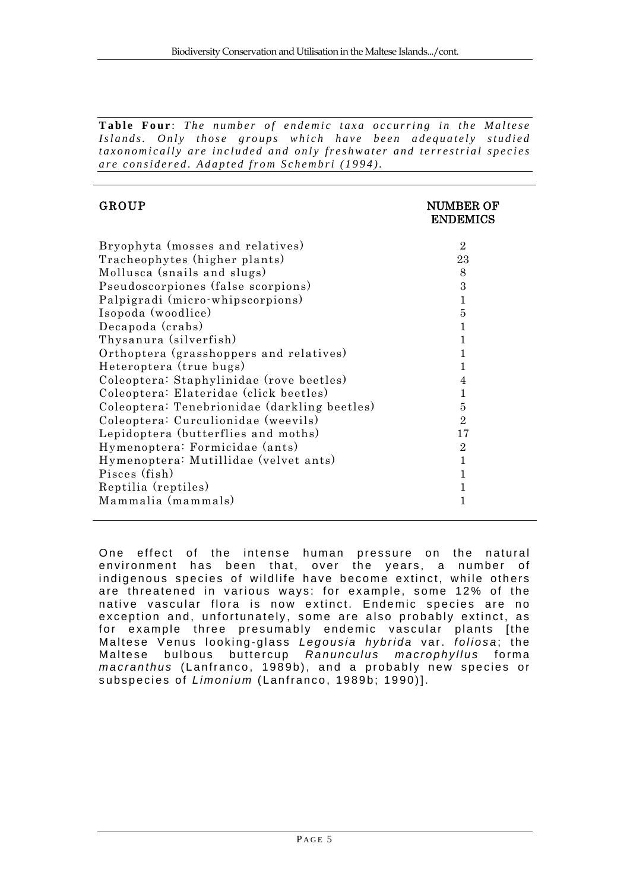**Table Four**: *The number of endemic taxa occurring in the Maltese Islands. Only those groups which have been adequately studied taxonomically are included and only freshwater and terrestrial species are considered. Adapted from Schembri (1994).*

| GROUP | NUMBER OF ENDEMICS |
|---|---|
| Bryophyta (mosses and relatives) | 2 |
| Tracheophytes (higher plants) | 23 |
| Mollusca (snails and slugs) | 8 |
| Pseudoscorpiones (false scorpions) | 3 |
| Palpigradi (micro-whipscorpions) | 1 |
| Isopoda (woodlice) | 5 |
| Decapoda (crabs) | 1 |
| Thysanura (silverfish) | 1 |
| Orthoptera (grasshoppers and relatives) | 1 |
| Heteroptera (true bugs) | 1 |
| Coleoptera: Staphylinidae (rove beetles) | 4 |
| Coleoptera: Elateridae (click beetles) | 1 |
| Coleoptera: Tenebrionidae (darkling beetles) | 5 |
| Coleoptera: Curculionidae (weevils) | 2 |
| Lepidoptera (butterflies and moths) | 17 |
| Hymenoptera: Formicidae (ants) | 2 |
| Hymenoptera: Mutillidae (velvet ants) | 1 |
| Pisces (fish) | 1 |
| Reptilia (reptiles) | 1 |
| Mammalia (mammals) | 1 |

One effect of the intense human pressure on the natural environment has been that, over the years, a number of indigenous species of wildlife have become extinct, while others are threatened in various ways: for example, some 12% of the native vascular flora is now extinct. Endemic species are no exception and, unfortunately, some are also probably extinct, as for example three presumably endemic vascular plants [the Maltese Venus looking-glass *Legousia hybrida* var. *foliosa*; the Maltese bulbous buttercup *Ranunculus macrophyllus* forma *macranthus* (Lanfranco, 1989b), and a probably new species or subspecies of *Limonium* (Lanfranco, 1989b; 1990)].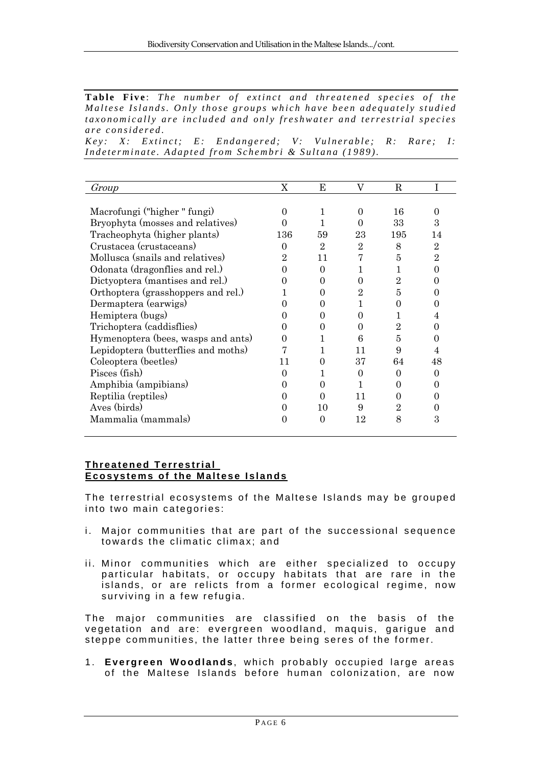**Table Five**: *The number of extinct and threatened species of the Maltese Islands. Only those groups which have been adequately studied taxonomically are included and only freshwater and terrestrial species are considered.*
*Key: X: Extinct; E: Endangered; V: Vulnerable; R: Rare; I: Indeterminate. Adapted from Schembri & Sultana (1989).*

| *Group* | X | E | V | R | I |
|---|---|---|---|---|---|
| Macrofungi ("higher " fungi) | 0 | 1 | 0 | 16 | 0 |
| Bryophyta (mosses and relatives) | 0 | 1 | 0 | 33 | 3 |
| Tracheophyta (higher plants) | 136 | 59 | 23 | 195 | 14 |
| Crustacea (crustaceans) | 0 | 2 | 2 | 8 | 2 |
| Mollusca (snails and relatives) | 2 | 11 | 7 | 5 | 2 |
| Odonata (dragonflies and rel.) | 0 | 0 | 1 | 1 | 0 |
| Dictyoptera (mantises and rel.) | 0 | 0 | 0 | 2 | 0 |
| Orthoptera (grasshoppers and rel.) | 1 | 0 | 2 | 5 | 0 |
| Dermaptera (earwigs) | 0 | 0 | 1 | 0 | 0 |
| Hemiptera (bugs) | 0 | 0 | 0 | 1 | 4 |
| Trichoptera (caddisflies) | 0 | 0 | 0 | 2 | 0 |
| Hymenoptera (bees, wasps and ants) | 0 | 1 | 6 | 5 | 0 |
| Lepidoptera (butterflies and moths) | 7 | 1 | 11 | 9 | 4 |
| Coleoptera (beetles) | 11 | 0 | 37 | 64 | 48 |
| Pisces (fish) | 0 | 1 | 0 | 0 | 0 |
| Amphibia (ampibians) | 0 | 0 | 1 | 0 | 0 |
| Reptilia (reptiles) | 0 | 0 | 11 | 0 | 0 |
| Aves (birds) | 0 | 10 | 9 | 2 | 0 |
| Mammalia (mammals) | 0 | 0 | 12 | 8 | 3 |

## Threatened Terrestrial Ecosystems of the Maltese Islands

The terrestrial ecosystems of the Maltese Islands may be grouped into two main categories:

i. Major communities that are part of the successional sequence towards the climatic climax; and

ii. Minor communities which are either specialized to occupy particular habitats, or occupy habitats that are rare in the islands, or are relicts from a former ecological regime, now surviving in a few refugia.

The major communities are classified on the basis of the vegetation and are: evergreen woodland, maquis, garigue and steppe communities, the latter three being seres of the former.

1. **Evergreen Woodlands**, which probably occupied large areas of the Maltese Islands before human colonization, are now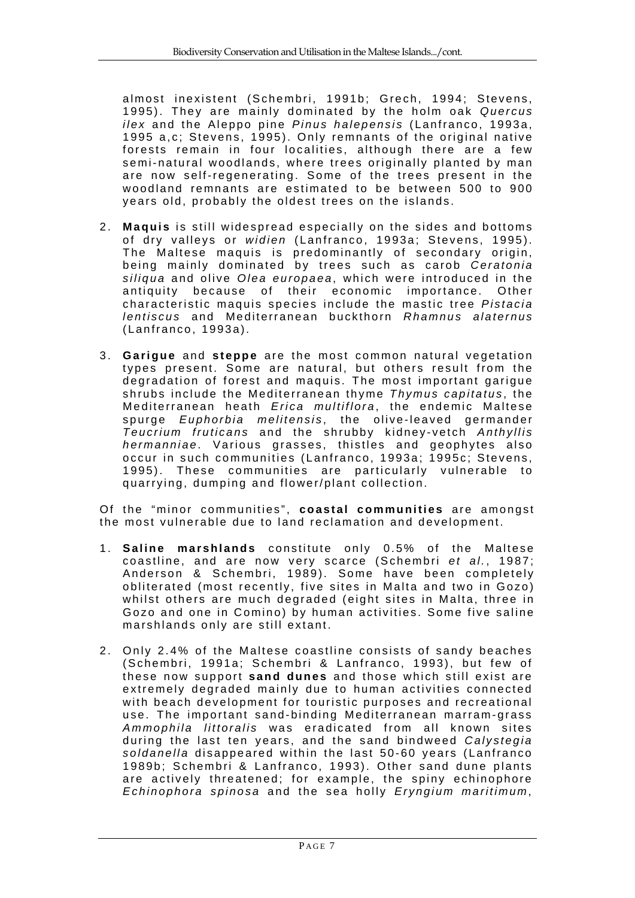almost inexistent (Schembri, 1991b; Grech, 1994; Stevens, 1995). They are mainly dominated by the holm oak *Quercus ilex* and the Aleppo pine *Pinus halepensis* (Lanfranco, 1993a, 1995 a,c; Stevens, 1995). Only remnants of the original native forests remain in four localities, although there are a few semi-natural woodlands, where trees originally planted by man are now self-regenerating. Some of the trees present in the woodland remnants are estimated to be between 500 to 900 years old, probably the oldest trees on the islands.

2. **Maquis** is still widespread especially on the sides and bottoms of dry valleys or *widien* (Lanfranco, 1993a; Stevens, 1995). The Maltese maquis is predominantly of secondary origin, being mainly dominated by trees such as carob *Ceratonia siliqua* and olive *Olea europaea*, which were introduced in the antiquity because of their economic importance. Other characteristic maquis species include the mastic tree *Pistacia lentiscus* and Mediterranean buckthorn *Rhamnus alaternus* (Lanfranco, 1993a).

3. **Garigue** and **steppe** are the most common natural vegetation types present. Some are natural, but others result from the degradation of forest and maquis. The most important garigue shrubs include the Mediterranean thyme *Thymus capitatus*, the Mediterranean heath *Erica multiflora*, the endemic Maltese spurge *Euphorbia melitensis*, the olive-leaved germander *Teucrium fruticans* and the shrubby kidney-vetch *Anthyllis hermanniae*. Various grasses, thistles and geophytes also occur in such communities (Lanfranco, 1993a; 1995c; Stevens, 1995). These communities are particularly vulnerable to quarrying, dumping and flower/plant collection.

Of the "minor communities", **coastal communities** are amongst the most vulnerable due to land reclamation and development.

1. **Saline marshlands** constitute only 0.5% of the Maltese coastline, and are now very scarce (Schembri *et al.*, 1987; Anderson & Schembri, 1989). Some have been completely obliterated (most recently, five sites in Malta and two in Gozo) whilst others are much degraded (eight sites in Malta, three in Gozo and one in Comino) by human activities. Some five saline marshlands only are still extant.

2. Only 2.4% of the Maltese coastline consists of sandy beaches (Schembri, 1991a; Schembri & Lanfranco, 1993), but few of these now support **sand dunes** and those which still exist are extremely degraded mainly due to human activities connected with beach development for touristic purposes and recreational use. The important sand-binding Mediterranean marram-grass *Ammophila littoralis* was eradicated from all known sites during the last ten years, and the sand bindweed *Calystegia soldanella* disappeared within the last 50-60 years (Lanfranco 1989b; Schembri & Lanfranco, 1993). Other sand dune plants are actively threatened; for example, the spiny echinophore *Echinophora spinosa* and the sea holly *Eryngium maritimum*,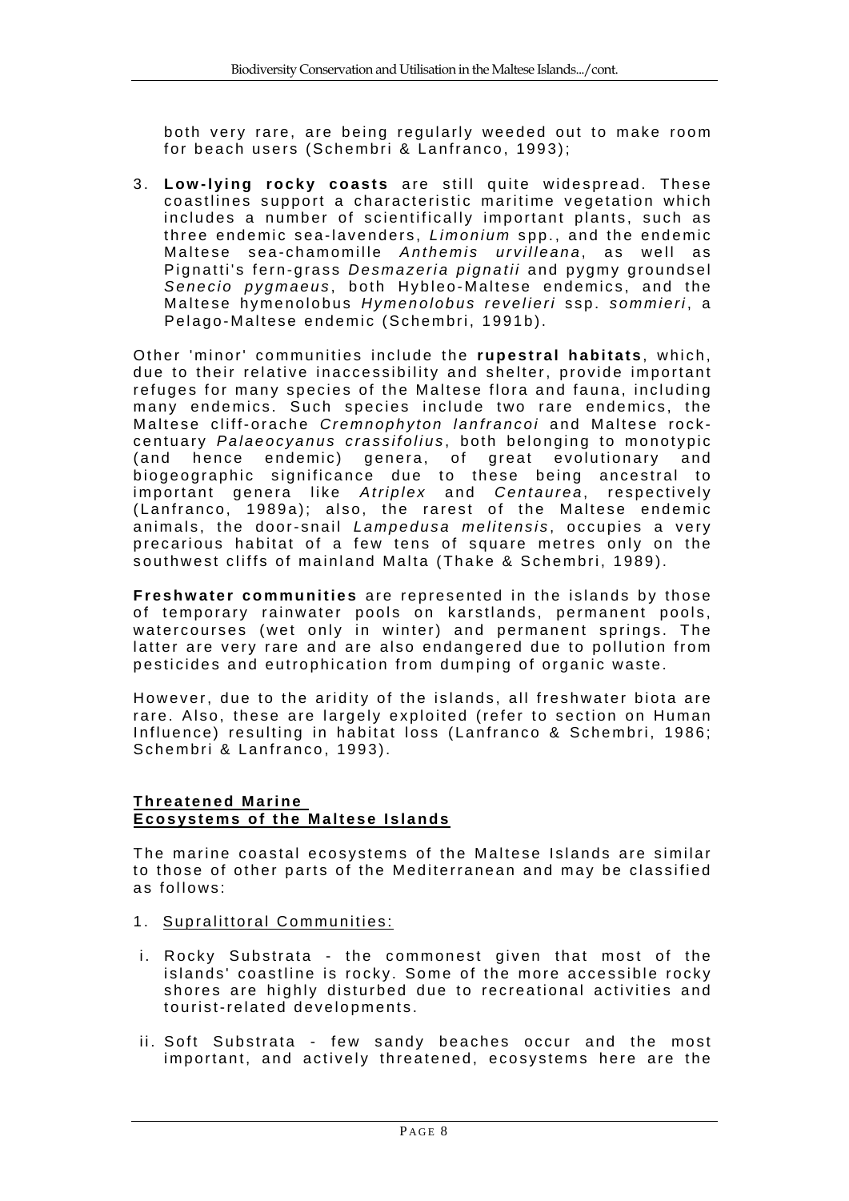both very rare, are being regularly weeded out to make room for beach users (Schembri & Lanfranco, 1993);

3. **Low-lying rocky coasts** are still quite widespread. These coastlines support a characteristic maritime vegetation which includes a number of scientifically important plants, such as three endemic sea-lavenders, *Limonium* spp., and the endemic Maltese sea-chamomille *Anthemis urvilleana*, as well as Pignatti's fern-grass *Desmazeria pignatii* and pygmy groundsel *Senecio pygmaeus*, both Hybleo-Maltese endemics, and the Maltese hymenolobus *Hymenolobus revelieri* ssp. *sommieri*, a Pelago-Maltese endemic (Schembri, 1991b).

Other 'minor' communities include the **rupestral habitats**, which, due to their relative inaccessibility and shelter, provide important refuges for many species of the Maltese flora and fauna, including many endemics. Such species include two rare endemics, the Maltese cliff-orache *Cremnophyton lanfrancoi* and Maltese rock-centuary *Palaeocyanus crassifolius*, both belonging to monotypic (and hence endemic) genera, of great evolutionary and biogeographic significance due to these being ancestral to important genera like *Atriplex* and *Centaurea*, respectively (Lanfranco, 1989a); also, the rarest of the Maltese endemic animals, the door-snail *Lampedusa melitensis*, occupies a very precarious habitat of a few tens of square metres only on the southwest cliffs of mainland Malta (Thake & Schembri, 1989).

**Freshwater communities** are represented in the islands by those of temporary rainwater pools on karstlands, permanent pools, watercourses (wet only in winter) and permanent springs. The latter are very rare and are also endangered due to pollution from pesticides and eutrophication from dumping of organic waste.

However, due to the aridity of the islands, all freshwater biota are rare. Also, these are largely exploited (refer to section on Human Influence) resulting in habitat loss (Lanfranco & Schembri, 1986; Schembri & Lanfranco, 1993).

## Threatened Marine Ecosystems of the Maltese Islands

The marine coastal ecosystems of the Maltese Islands are similar to those of other parts of the Mediterranean and may be classified as follows:

1. Supralittoral Communities:

 i. Rocky Substrata - the commonest given that most of the islands' coastline is rocky. Some of the more accessible rocky shores are highly disturbed due to recreational activities and tourist-related developments.

 ii. Soft Substrata - few sandy beaches occur and the most important, and actively threatened, ecosystems here are the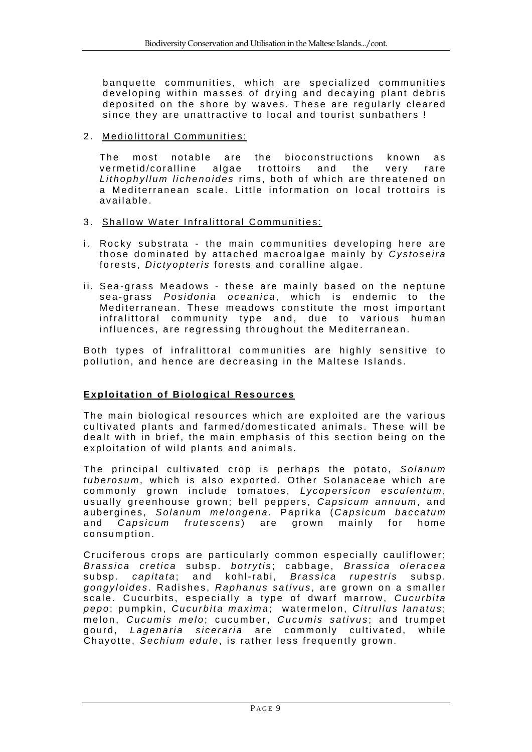banquette communities, which are specialized communities developing within masses of drying and decaying plant debris deposited on the shore by waves. These are regularly cleared since they are unattractive to local and tourist sunbathers !

2. <u>Mediolittoral Communities:</u>

The most notable are the bioconstructions known as vermetid/coralline algae trottoirs and the very rare *Lithophyllum lichenoides* rims, both of which are threatened on a Mediterranean scale. Little information on local trottoirs is available.

3. <u>Shallow Water Infralittoral Communities:</u>

i. Rocky substrata - the main communities developing here are those dominated by attached macroalgae mainly by *Cystoseira* forests, *Dictyopteris* forests and coralline algae.

ii. Sea-grass Meadows - these are mainly based on the neptune sea-grass *Posidonia oceanica*, which is endemic to the Mediterranean. These meadows constitute the most important infralittoral community type and, due to various human influences, are regressing throughout the Mediterranean.

Both types of infralittoral communities are highly sensitive to pollution, and hence are decreasing in the Maltese Islands.

## Exploitation of Biological Resources

The main biological resources which are exploited are the various cultivated plants and farmed/domesticated animals. These will be dealt with in brief, the main emphasis of this section being on the exploitation of wild plants and animals.

The principal cultivated crop is perhaps the potato, *Solanum tuberosum*, which is also exported. Other Solanaceae which are commonly grown include tomatoes, *Lycopersicon esculentum*, usually greenhouse grown; bell peppers, *Capsicum annuum*, and aubergines, *Solanum melongena*. Paprika (*Capsicum baccatum* and *Capsicum frutescens*) are grown mainly for home consumption.

Cruciferous crops are particularly common especially cauliflower; *Brassica cretica* subsp. *botrytis*; cabbage, *Brassica oleracea* subsp. *capitata*; and kohl-rabi, *Brassica rupestris* subsp. *gongyloides*. Radishes, *Raphanus sativus*, are grown on a smaller scale. Cucurbits, especially a type of dwarf marrow, *Cucurbita pepo*; pumpkin, *Cucurbita maxima*; watermelon, *Citrullus lanatus*; melon, *Cucumis melo*; cucumber, *Cucumis sativus*; and trumpet gourd, *Lagenaria siceraria* are commonly cultivated, while Chayotte, *Sechium edule*, is rather less frequently grown.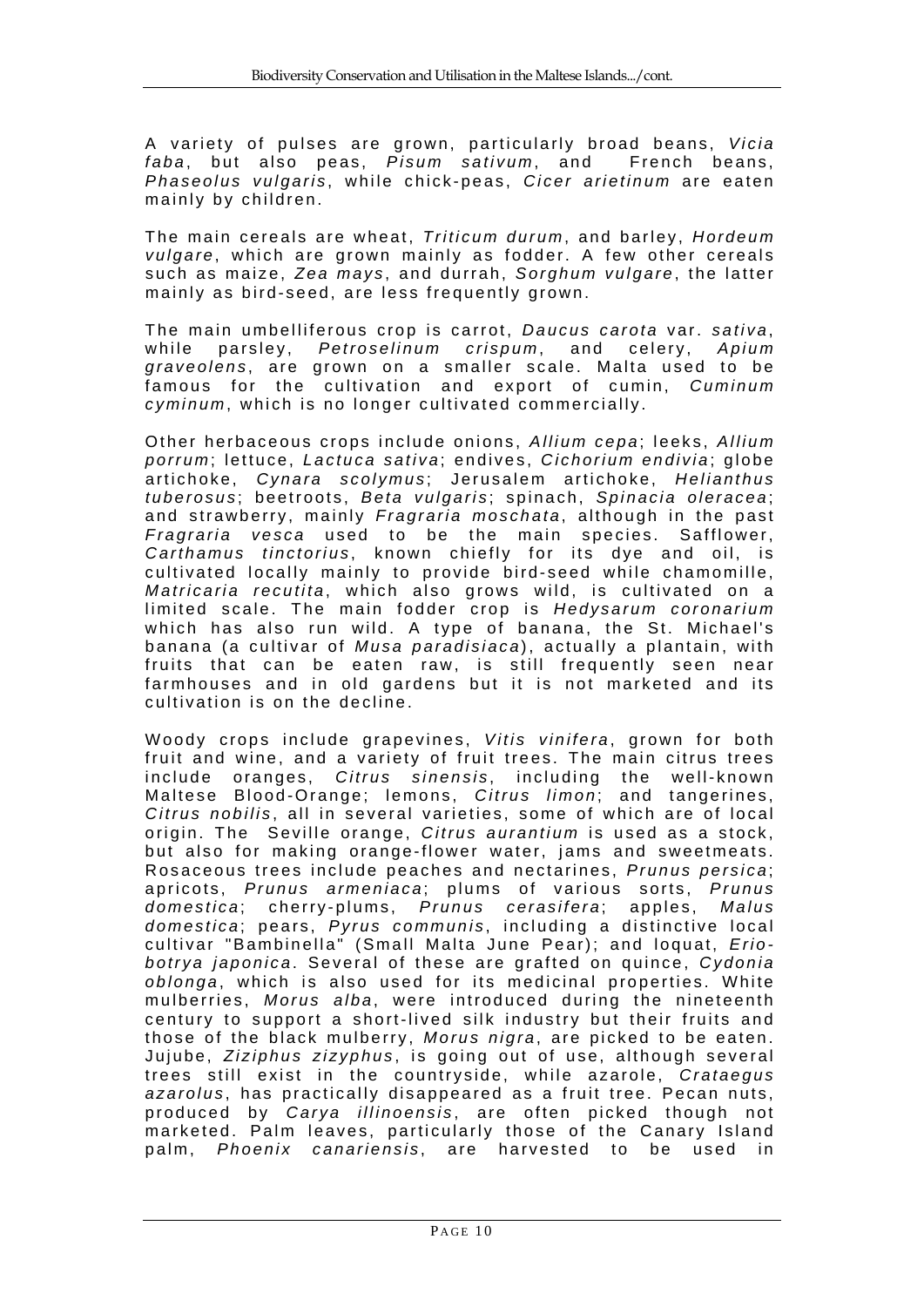A variety of pulses are grown, particularly broad beans, *Vicia faba*, but also peas, *Pisum sativum*, and French beans, *Phaseolus vulgaris*, while chick-peas, *Cicer arietinum* are eaten mainly by children.

The main cereals are wheat, *Triticum durum*, and barley, *Hordeum vulgare*, which are grown mainly as fodder. A few other cereals such as maize, *Zea mays*, and durrah, *Sorghum vulgare*, the latter mainly as bird-seed, are less frequently grown.

The main umbelliferous crop is carrot, *Daucus carota* var. *sativa*, while parsley, *Petroselinum crispum*, and celery, *Apium graveolens*, are grown on a smaller scale. Malta used to be famous for the cultivation and export of cumin, *Cuminum cyminum*, which is no longer cultivated commercially.

Other herbaceous crops include onions, *Allium cepa*; leeks, *Allium porrum*; lettuce, *Lactuca sativa*; endives, *Cichorium endivia*; globe artichoke, *Cynara scolymus*; Jerusalem artichoke, *Helianthus tuberosus*; beetroots, *Beta vulgaris*; spinach, *Spinacia oleracea*; and strawberry, mainly *Fragraria moschata*, although in the past *Fragraria vesca* used to be the main species. Safflower, *Carthamus tinctorius*, known chiefly for its dye and oil, is cultivated locally mainly to provide bird-seed while chamomille, *Matricaria recutita*, which also grows wild, is cultivated on a limited scale. The main fodder crop is *Hedysarum coronarium* which has also run wild. A type of banana, the St. Michael's banana (a cultivar of *Musa paradisiaca*), actually a plantain, with fruits that can be eaten raw, is still frequently seen near farmhouses and in old gardens but it is not marketed and its cultivation is on the decline.

Woody crops include grapevines, *Vitis vinifera*, grown for both fruit and wine, and a variety of fruit trees. The main citrus trees include oranges, *Citrus sinensis*, including the well-known Maltese Blood-Orange; lemons, *Citrus limon*; and tangerines, *Citrus nobilis*, all in several varieties, some of which are of local origin. The Seville orange, *Citrus aurantium* is used as a stock, but also for making orange-flower water, jams and sweetmeats. Rosaceous trees include peaches and nectarines, *Prunus persica*; apricots, *Prunus armeniaca*; plums of various sorts, *Prunus domestica*; cherry-plums, *Prunus cerasifera*; apples, *Malus domestica*; pears, *Pyrus communis*, including a distinctive local cultivar "Bambinella" (Small Malta June Pear); and loquat, *Erio-botrya japonica*. Several of these are grafted on quince, *Cydonia oblonga*, which is also used for its medicinal properties. White mulberries, *Morus alba*, were introduced during the nineteenth century to support a short-lived silk industry but their fruits and those of the black mulberry, *Morus nigra*, are picked to be eaten. Jujube, *Ziziphus zizyphus*, is going out of use, although several trees still exist in the countryside, while azarole, *Crataegus azarolus*, has practically disappeared as a fruit tree. Pecan nuts, produced by *Carya illinoensis*, are often picked though not marketed. Palm leaves, particularly those of the Canary Island palm, *Phoenix canariensis*, are harvested to be used in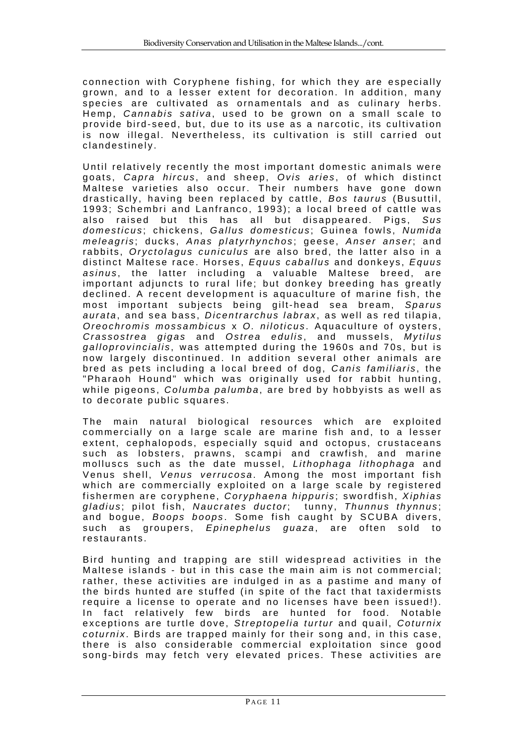connection with Coryphene fishing, for which they are especially grown, and to a lesser extent for decoration. In addition, many species are cultivated as ornamentals and as culinary herbs. Hemp, *Cannabis sativa*, used to be grown on a small scale to provide bird-seed, but, due to its use as a narcotic, its cultivation is now illegal. Nevertheless, its cultivation is still carried out clandestinely.

Until relatively recently the most important domestic animals were goats, *Capra hircus*, and sheep, *Ovis aries*, of which distinct Maltese varieties also occur. Their numbers have gone down drastically, having been replaced by cattle, *Bos taurus* (Busuttil, 1993; Schembri and Lanfranco, 1993); a local breed of cattle was also raised but this has all but disappeared. Pigs, *Sus domesticus*; chickens, *Gallus domesticus*; Guinea fowls, *Numida meleagris*; ducks, *Anas platyrhynchos*; geese, *Anser anser*; and rabbits, *Oryctolagus cuniculus* are also bred, the latter also in a distinct Maltese race. Horses, *Equus caballus* and donkeys, *Equus asinus*, the latter including a valuable Maltese breed, are important adjuncts to rural life; but donkey breeding has greatly declined. A recent development is aquaculture of marine fish, the most important subjects being gilt-head sea bream, *Sparus aurata*, and sea bass, *Dicentrarchus labrax*, as well as red tilapia, *Oreochromis mossambicus* x *O. niloticus*. Aquaculture of oysters, *Crassostrea gigas* and *Ostrea edulis*, and mussels, *Mytilus galloprovincialis*, was attempted during the 1960s and 70s, but is now largely discontinued. In addition several other animals are bred as pets including a local breed of dog, *Canis familiaris*, the "Pharaoh Hound" which was originally used for rabbit hunting, while pigeons, *Columba palumba*, are bred by hobbyists as well as to decorate public squares.

The main natural biological resources which are exploited commercially on a large scale are marine fish and, to a lesser extent, cephalopods, especially squid and octopus, crustaceans such as lobsters, prawns, scampi and crawfish, and marine molluscs such as the date mussel, *Lithophaga lithophaga* and Venus shell, *Venus verrucosa*. Among the most important fish which are commercially exploited on a large scale by registered fishermen are coryphene, *Coryphaena hippuris*; swordfish, *Xiphias gladius*; pilot fish, *Naucrates ductor*; tunny, *Thunnus thynnus*; and bogue, *Boops boops*. Some fish caught by SCUBA divers, such as groupers, *Epinephelus guaza*, are often sold to restaurants.

Bird hunting and trapping are still widespread activities in the Maltese islands - but in this case the main aim is not commercial; rather, these activities are indulged in as a pastime and many of the birds hunted are stuffed (in spite of the fact that taxidermists require a license to operate and no licenses have been issued!). In fact relatively few birds are hunted for food. Notable exceptions are turtle dove, *Streptopelia turtur* and quail, *Coturnix coturnix*. Birds are trapped mainly for their song and, in this case, there is also considerable commercial exploitation since good song-birds may fetch very elevated prices. These activities are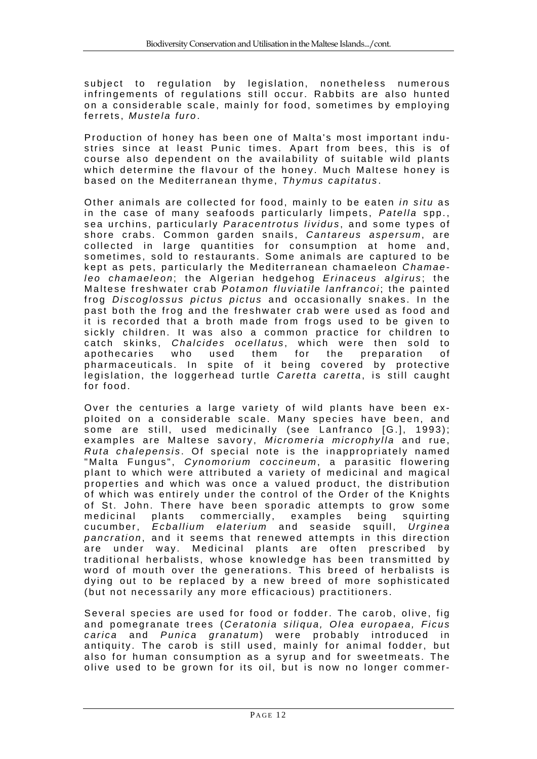subject to regulation by legislation, nonetheless numerous infringements of regulations still occur. Rabbits are also hunted on a considerable scale, mainly for food, sometimes by employing ferrets, *Mustela furo*.

Production of honey has been one of Malta's most important industries since at least Punic times. Apart from bees, this is of course also dependent on the availability of suitable wild plants which determine the flavour of the honey. Much Maltese honey is based on the Mediterranean thyme, *Thymus capitatus*.

Other animals are collected for food, mainly to be eaten *in situ* as in the case of many seafoods particularly limpets, *Patella* spp., sea urchins, particularly *Paracentrotus lividus*, and some types of shore crabs. Common garden snails, *Cantareus aspersum*, are collected in large quantities for consumption at home and, sometimes, sold to restaurants. Some animals are captured to be kept as pets, particularly the Mediterranean chamaeleon *Chamaeleo chamaeleon*; the Algerian hedgehog *Erinaceus algirus*; the Maltese freshwater crab *Potamon fluviatile lanfrancoi*; the painted frog *Discoglossus pictus pictus* and occasionally snakes. In the past both the frog and the freshwater crab were used as food and it is recorded that a broth made from frogs used to be given to sickly children. It was also a common practice for children to catch skinks, *Chalcides ocellatus*, which were then sold to apothecaries who used them for the preparation of pharmaceuticals. In spite of it being covered by protective legislation, the loggerhead turtle *Caretta caretta*, is still caught for food.

Over the centuries a large variety of wild plants have been exploited on a considerable scale. Many species have been, and some are still, used medicinally (see Lanfranco [G.], 1993); examples are Maltese savory, *Micromeria microphylla* and rue, *Ruta chalepensis*. Of special note is the inappropriately named "Malta Fungus", *Cynomorium coccineum*, a parasitic flowering plant to which were attributed a variety of medicinal and magical properties and which was once a valued product, the distribution of which was entirely under the control of the Order of the Knights of St. John. There have been sporadic attempts to grow some medicinal plants commercially, examples being squirting cucumber, *Ecballium elaterium* and seaside squill, *Urginea pancration*, and it seems that renewed attempts in this direction are under way. Medicinal plants are often prescribed by traditional herbalists, whose knowledge has been transmitted by word of mouth over the generations. This breed of herbalists is dying out to be replaced by a new breed of more sophisticated (but not necessarily any more efficacious) practitioners.

Several species are used for food or fodder. The carob, olive, fig and pomegranate trees (*Ceratonia siliqua, Olea europaea, Ficus carica* and *Punica granatum*) were probably introduced in antiquity. The carob is still used, mainly for animal fodder, but also for human consumption as a syrup and for sweetmeats. The olive used to be grown for its oil, but is now no longer commer-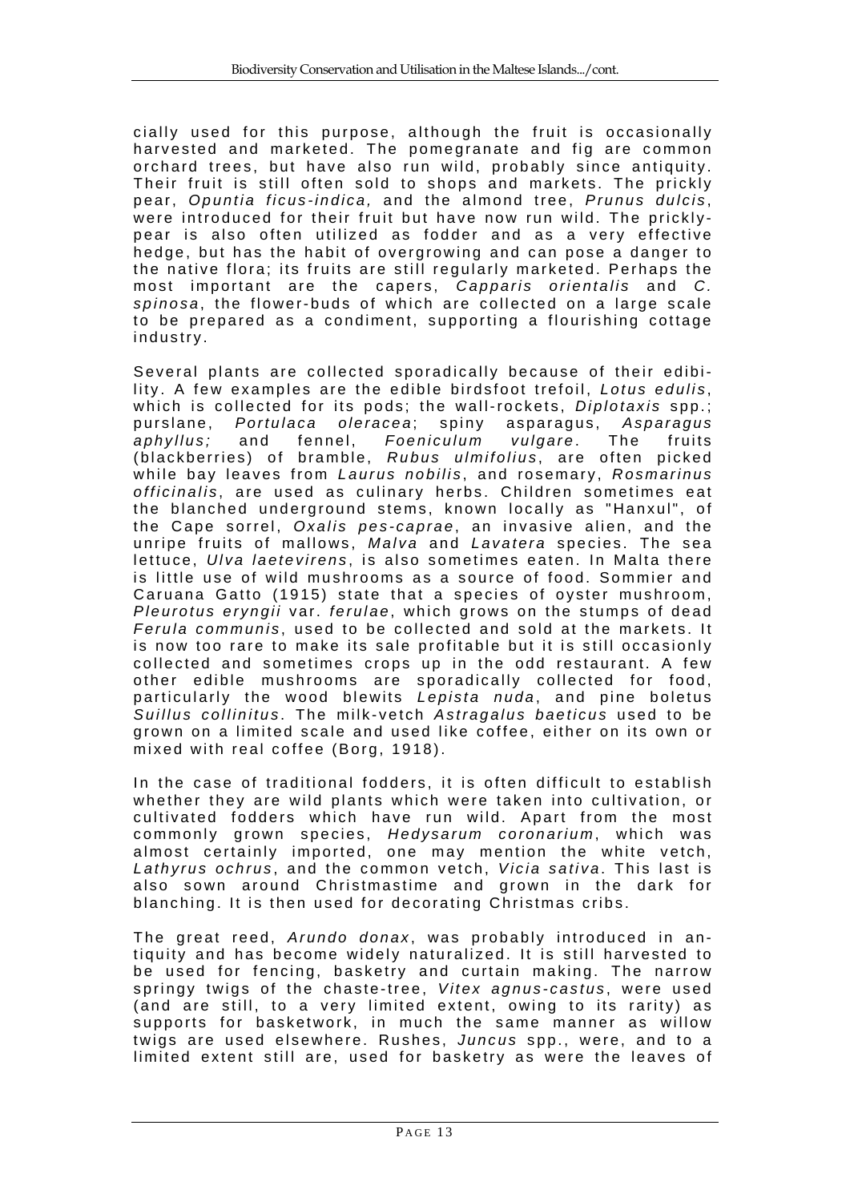cially used for this purpose, although the fruit is occasionally harvested and marketed. The pomegranate and fig are common orchard trees, but have also run wild, probably since antiquity. Their fruit is still often sold to shops and markets. The prickly pear, *Opuntia ficus-indica,* and the almond tree, *Prunus dulcis*, were introduced for their fruit but have now run wild. The prickly-pear is also often utilized as fodder and as a very effective hedge, but has the habit of overgrowing and can pose a danger to the native flora; its fruits are still regularly marketed. Perhaps the most important are the capers, *Capparis orientalis* and *C. spinosa*, the flower-buds of which are collected on a large scale to be prepared as a condiment, supporting a flourishing cottage industry.

Several plants are collected sporadically because of their edibility. A few examples are the edible birdsfoot trefoil, *Lotus edulis*, which is collected for its pods; the wall-rockets, *Diplotaxis* spp.; purslane, *Portulaca oleracea*; spiny asparagus, *Asparagus aphyllus;* and fennel, *Foeniculum vulgare*. The fruits (blackberries) of bramble, *Rubus ulmifolius*, are often picked while bay leaves from *Laurus nobilis*, and rosemary, *Rosmarinus officinalis*, are used as culinary herbs. Children sometimes eat the blanched underground stems, known locally as "Hanxul", of the Cape sorrel, *Oxalis pes-caprae*, an invasive alien, and the unripe fruits of mallows, *Malva* and *Lavatera* species. The sea lettuce, *Ulva laetevirens*, is also sometimes eaten. In Malta there is little use of wild mushrooms as a source of food. Sommier and Caruana Gatto (1915) state that a species of oyster mushroom, *Pleurotus eryngii* var. *ferulae*, which grows on the stumps of dead *Ferula communis*, used to be collected and sold at the markets. It is now too rare to make its sale profitable but it is still occasionly collected and sometimes crops up in the odd restaurant. A few other edible mushrooms are sporadically collected for food, particularly the wood blewits *Lepista nuda*, and pine boletus *Suillus collinitus*. The milk-vetch *Astragalus baeticus* used to be grown on a limited scale and used like coffee, either on its own or mixed with real coffee (Borg, 1918).

In the case of traditional fodders, it is often difficult to establish whether they are wild plants which were taken into cultivation, or cultivated fodders which have run wild. Apart from the most commonly grown species, *Hedysarum coronarium*, which was almost certainly imported, one may mention the white vetch, *Lathyrus ochrus*, and the common vetch, *Vicia sativa*. This last is also sown around Christmastime and grown in the dark for blanching. It is then used for decorating Christmas cribs.

The great reed, *Arundo donax*, was probably introduced in antiquity and has become widely naturalized. It is still harvested to be used for fencing, basketry and curtain making. The narrow springy twigs of the chaste-tree, *Vitex agnus-castus*, were used (and are still, to a very limited extent, owing to its rarity) as supports for basketwork, in much the same manner as willow twigs are used elsewhere. Rushes, *Juncus* spp., were, and to a limited extent still are, used for basketry as were the leaves of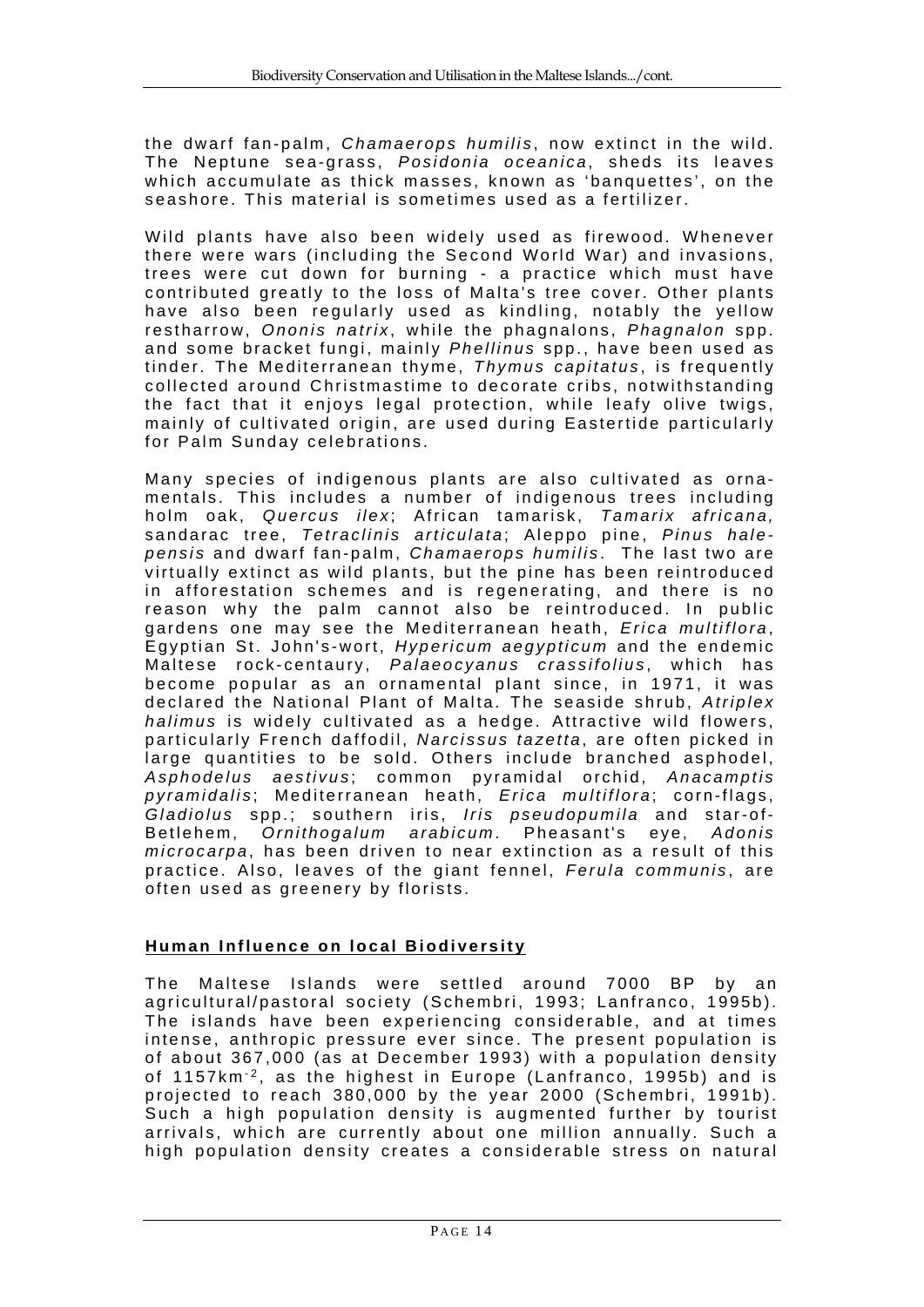the dwarf fan-palm, *Chamaerops humilis*, now extinct in the wild. The Neptune sea-grass, *Posidonia oceanica*, sheds its leaves which accumulate as thick masses, known as 'banquettes', on the seashore. This material is sometimes used as a fertilizer.

Wild plants have also been widely used as firewood. Whenever there were wars (including the Second World War) and invasions, trees were cut down for burning - a practice which must have contributed greatly to the loss of Malta's tree cover. Other plants have also been regularly used as kindling, notably the yellow restharrow, *Ononis natrix*, while the phagnalons, *Phagnalon* spp. and some bracket fungi, mainly *Phellinus* spp., have been used as tinder. The Mediterranean thyme, *Thymus capitatus*, is frequently collected around Christmastime to decorate cribs, notwithstanding the fact that it enjoys legal protection, while leafy olive twigs, mainly of cultivated origin, are used during Eastertide particularly for Palm Sunday celebrations.

Many species of indigenous plants are also cultivated as ornamentals. This includes a number of indigenous trees including holm oak, *Quercus ilex*; African tamarisk, *Tamarix africana,* sandarac tree, *Tetraclinis articulata*; Aleppo pine, *Pinus halepensis* and dwarf fan-palm, *Chamaerops humilis*. The last two are virtually extinct as wild plants, but the pine has been reintroduced in afforestation schemes and is regenerating, and there is no reason why the palm cannot also be reintroduced. In public gardens one may see the Mediterranean heath, *Erica multiflora*, Egyptian St. John's-wort, *Hypericum aegypticum* and the endemic Maltese rock-centaury, *Palaeocyanus crassifolius*, which has become popular as an ornamental plant since, in 1971, it was declared the National Plant of Malta. The seaside shrub, *Atriplex halimus* is widely cultivated as a hedge. Attractive wild flowers, particularly French daffodil, *Narcissus tazetta*, are often picked in large quantities to be sold. Others include branched asphodel, *Asphodelus aestivus*; common pyramidal orchid, *Anacamptis pyramidalis*; Mediterranean heath, *Erica multiflora*; corn-flags, *Gladiolus* spp.; southern iris, *Iris pseudopumila* and star-of-Betlehem, *Ornithogalum arabicum*. Pheasant's eye, *Adonis microcarpa*, has been driven to near extinction as a result of this practice. Also, leaves of the giant fennel, *Ferula communis*, are often used as greenery by florists.

## **Human Influence on local Biodiversity**

The Maltese Islands were settled around 7000 BP by an agricultural/pastoral society (Schembri, 1993; Lanfranco, 1995b). The islands have been experiencing considerable, and at times intense, anthropic pressure ever since. The present population is of about 367,000 (as at December 1993) with a population density of $1157 km^{-2}$, as the highest in Europe (Lanfranco, 1995b) and is projected to reach 380,000 by the year 2000 (Schembri, 1991b). Such a high population density is augmented further by tourist arrivals, which are currently about one million annually. Such a high population density creates a considerable stress on natural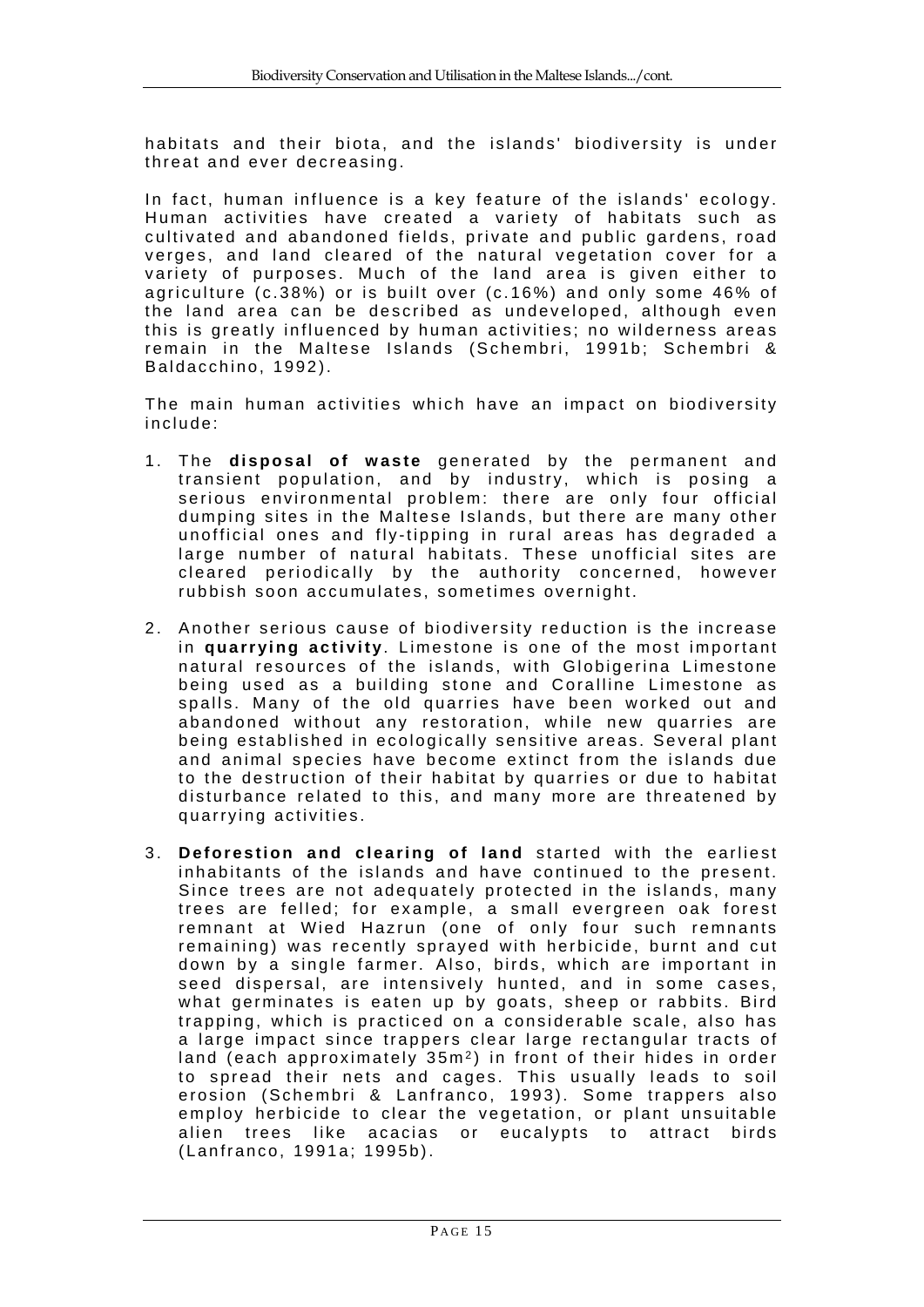habitats and their biota, and the islands' biodiversity is under threat and ever decreasing.

In fact, human influence is a key feature of the islands' ecology. Human activities have created a variety of habitats such as cultivated and abandoned fields, private and public gardens, road verges, and land cleared of the natural vegetation cover for a variety of purposes. Much of the land area is given either to agriculture (c.38%) or is built over (c.16%) and only some 46% of the land area can be described as undeveloped, although even this is greatly influenced by human activities; no wilderness areas remain in the Maltese Islands (Schembri, 1991b; Schembri & Baldacchino, 1992).

The main human activities which have an impact on biodiversity include:

1. The **disposal of waste** generated by the permanent and transient population, and by industry, which is posing a serious environmental problem: there are only four official dumping sites in the Maltese Islands, but there are many other unofficial ones and fly-tipping in rural areas has degraded a large number of natural habitats. These unofficial sites are cleared periodically by the authority concerned, however rubbish soon accumulates, sometimes overnight.

2. Another serious cause of biodiversity reduction is the increase in **quarrying activity**. Limestone is one of the most important natural resources of the islands, with Globigerina Limestone being used as a building stone and Coralline Limestone as spalls. Many of the old quarries have been worked out and abandoned without any restoration, while new quarries are being established in ecologically sensitive areas. Several plant and animal species have become extinct from the islands due to the destruction of their habitat by quarries or due to habitat disturbance related to this, and many more are threatened by quarrying activities.

3. **Deforestion and clearing of land** started with the earliest inhabitants of the islands and have continued to the present. Since trees are not adequately protected in the islands, many trees are felled; for example, a small evergreen oak forest remnant at Wied Hazrun (one of only four such remnants remaining) was recently sprayed with herbicide, burnt and cut down by a single farmer. Also, birds, which are important in seed dispersal, are intensively hunted, and in some cases, what germinates is eaten up by goats, sheep or rabbits. Bird trapping, which is practiced on a considerable scale, also has a large impact since trappers clear large rectangular tracts of land (each approximately 35m$^2$) in front of their hides in order to spread their nets and cages. This usually leads to soil erosion (Schembri & Lanfranco, 1993). Some trappers also employ herbicide to clear the vegetation, or plant unsuitable alien trees like acacias or eucalypts to attract birds (Lanfranco, 1991a; 1995b).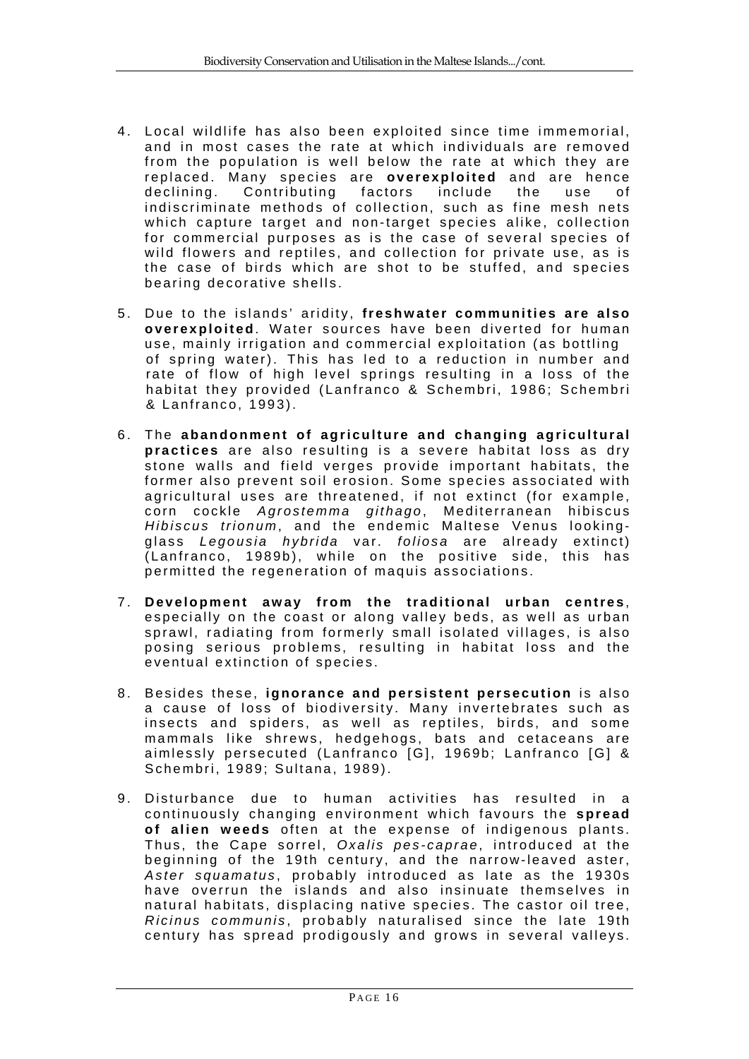4. Local wildlife has also been exploited since time immemorial, and in most cases the rate at which individuals are removed from the population is well below the rate at which they are replaced. Many species are **overexploited** and are hence declining. Contributing factors include the use of indiscriminate methods of collection, such as fine mesh nets which capture target and non-target species alike, collection for commercial purposes as is the case of several species of wild flowers and reptiles, and collection for private use, as is the case of birds which are shot to be stuffed, and species bearing decorative shells.

5. Due to the islands' aridity, **freshwater communities are also overexploited**. Water sources have been diverted for human use, mainly irrigation and commercial exploitation (as bottling of spring water). This has led to a reduction in number and rate of flow of high level springs resulting in a loss of the habitat they provided (Lanfranco & Schembri, 1986; Schembri & Lanfranco, 1993).

6. The **abandonment of agriculture and changing agricultural practices** are also resulting is a severe habitat loss as dry stone walls and field verges provide important habitats, the former also prevent soil erosion. Some species associated with agricultural uses are threatened, if not extinct (for example, corn cockle *Agrostemma githago*, Mediterranean hibiscus *Hibiscus trionum*, and the endemic Maltese Venus looking-glass *Legousia hybrida* var. *foliosa* are already extinct) (Lanfranco, 1989b), while on the positive side, this has permitted the regeneration of maquis associations.

7. **Development away from the traditional urban centres**, especially on the coast or along valley beds, as well as urban sprawl, radiating from formerly small isolated villages, is also posing serious problems, resulting in habitat loss and the eventual extinction of species.

8. Besides these, **ignorance and persistent persecution** is also a cause of loss of biodiversity. Many invertebrates such as insects and spiders, as well as reptiles, birds, and some mammals like shrews, hedgehogs, bats and cetaceans are aimlessly persecuted (Lanfranco [G], 1969b; Lanfranco [G] & Schembri, 1989; Sultana, 1989).

9. Disturbance due to human activities has resulted in a continuously changing environment which favours the **spread of alien weeds** often at the expense of indigenous plants. Thus, the Cape sorrel, *Oxalis pes-caprae*, introduced at the beginning of the 19th century, and the narrow-leaved aster, *Aster squamatus*, probably introduced as late as the 1930s have overrun the islands and also insinuate themselves in natural habitats, displacing native species. The castor oil tree, *Ricinus communis*, probably naturalised since the late 19th century has spread prodigously and grows in several valleys.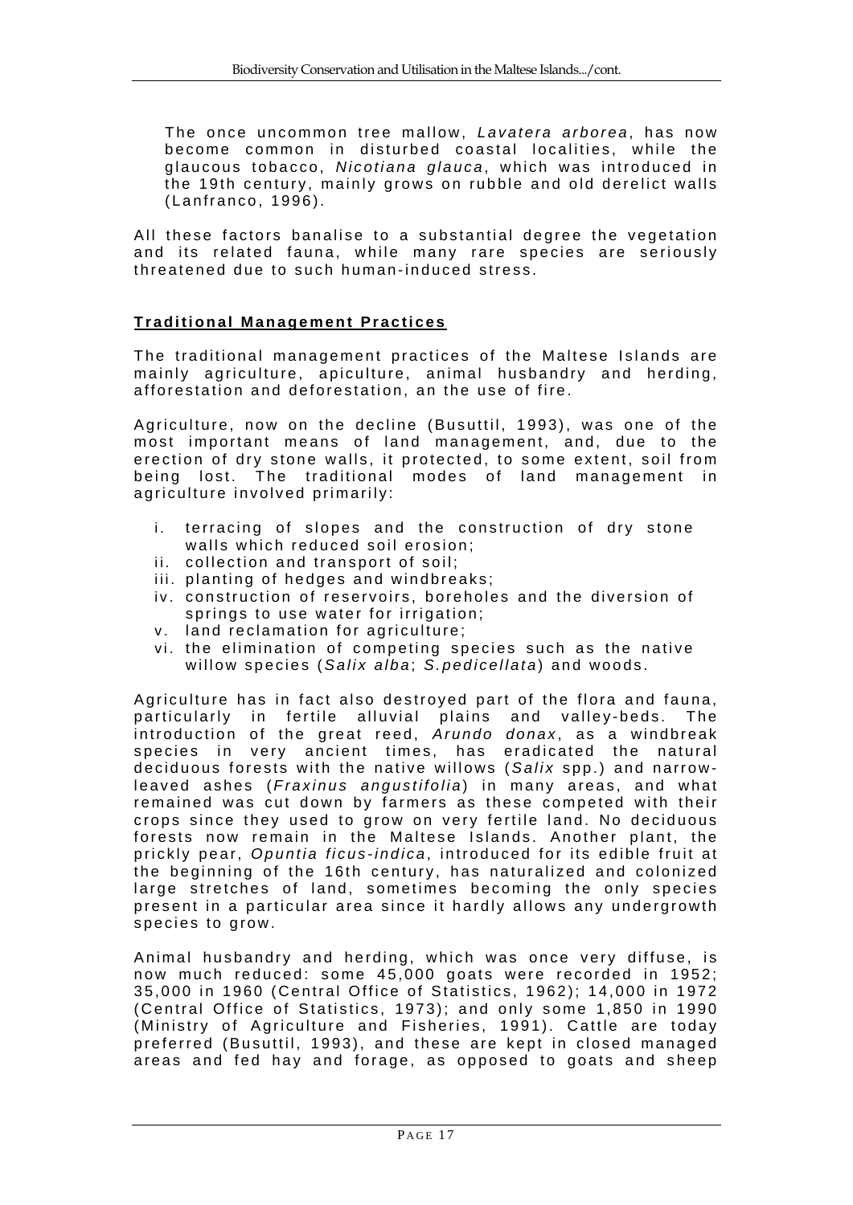The once uncommon tree mallow, *Lavatera arborea*, has now become common in disturbed coastal localities, while the glaucous tobacco, *Nicotiana glauca*, which was introduced in the 19th century, mainly grows on rubble and old derelict walls (Lanfranco, 1996).

All these factors banalise to a substantial degree the vegetation and its related fauna, while many rare species are seriously threatened due to such human-induced stress.

## Traditional Management Practices

The traditional management practices of the Maltese Islands are mainly agriculture, apiculture, animal husbandry and herding, afforestation and deforestation, an the use of fire.

Agriculture, now on the decline (Busuttil, 1993), was one of the most important means of land management, and, due to the erection of dry stone walls, it protected, to some extent, soil from being lost. The traditional modes of land management in agriculture involved primarily:

i. terracing of slopes and the construction of dry stone walls which reduced soil erosion;
ii. collection and transport of soil;
iii. planting of hedges and windbreaks;
iv. construction of reservoirs, boreholes and the diversion of springs to use water for irrigation;
v. land reclamation for agriculture;
vi. the elimination of competing species such as the native willow species (*Salix alba*; *S.pedicellata*) and woods.

Agriculture has in fact also destroyed part of the flora and fauna, particularly in fertile alluvial plains and valley-beds. The introduction of the great reed, *Arundo donax*, as a windbreak species in very ancient times, has eradicated the natural deciduous forests with the native willows (*Salix* spp.) and narrow-leaved ashes (*Fraxinus angustifolia*) in many areas, and what remained was cut down by farmers as these competed with their crops since they used to grow on very fertile land. No deciduous forests now remain in the Maltese Islands. Another plant, the prickly pear, *Opuntia ficus-indica*, introduced for its edible fruit at the beginning of the 16th century, has naturalized and colonized large stretches of land, sometimes becoming the only species present in a particular area since it hardly allows any undergrowth species to grow.

Animal husbandry and herding, which was once very diffuse, is now much reduced: some 45,000 goats were recorded in 1952; 35,000 in 1960 (Central Office of Statistics, 1962); 14,000 in 1972 (Central Office of Statistics, 1973); and only some 1,850 in 1990 (Ministry of Agriculture and Fisheries, 1991). Cattle are today preferred (Busuttil, 1993), and these are kept in closed managed areas and fed hay and forage, as opposed to goats and sheep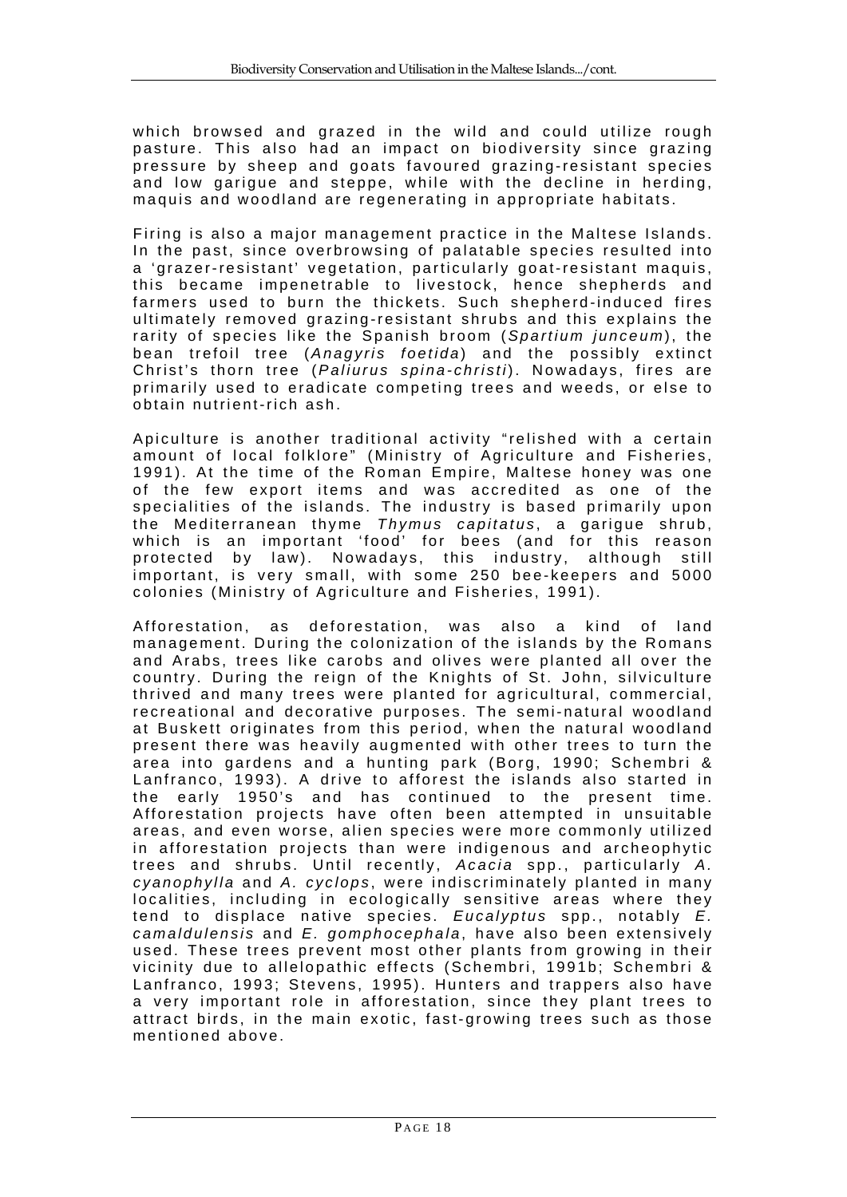which browsed and grazed in the wild and could utilize rough pasture. This also had an impact on biodiversity since grazing pressure by sheep and goats favoured grazing-resistant species and low garigue and steppe, while with the decline in herding, maquis and woodland are regenerating in appropriate habitats.

Firing is also a major management practice in the Maltese Islands. In the past, since overbrowsing of palatable species resulted into a 'grazer-resistant' vegetation, particularly goat-resistant maquis, this became impenetrable to livestock, hence shepherds and farmers used to burn the thickets. Such shepherd-induced fires ultimately removed grazing-resistant shrubs and this explains the rarity of species like the Spanish broom (*Spartium junceum*), the bean trefoil tree (*Anagyris foetida*) and the possibly extinct Christ's thorn tree (*Paliurus spina-christi*). Nowadays, fires are primarily used to eradicate competing trees and weeds, or else to obtain nutrient-rich ash.

Apiculture is another traditional activity "relished with a certain amount of local folklore" (Ministry of Agriculture and Fisheries, 1991). At the time of the Roman Empire, Maltese honey was one of the few export items and was accredited as one of the specialities of the islands. The industry is based primarily upon the Mediterranean thyme *Thymus capitatus*, a garigue shrub, which is an important 'food' for bees (and for this reason protected by law). Nowadays, this industry, although still important, is very small, with some 250 bee-keepers and 5000 colonies (Ministry of Agriculture and Fisheries, 1991).

Afforestation, as deforestation, was also a kind of land management. During the colonization of the islands by the Romans and Arabs, trees like carobs and olives were planted all over the country. During the reign of the Knights of St. John, silviculture thrived and many trees were planted for agricultural, commercial, recreational and decorative purposes. The semi-natural woodland at Buskett originates from this period, when the natural woodland present there was heavily augmented with other trees to turn the area into gardens and a hunting park (Borg, 1990; Schembri & Lanfranco, 1993). A drive to afforest the islands also started in the early 1950's and has continued to the present time. Afforestation projects have often been attempted in unsuitable areas, and even worse, alien species were more commonly utilized in afforestation projects than were indigenous and archeophytic trees and shrubs. Until recently, *Acacia* spp., particularly *A. cyanophylla* and *A. cyclops*, were indiscriminately planted in many localities, including in ecologically sensitive areas where they tend to displace native species. *Eucalyptus* spp., notably *E. camaldulensis* and *E. gomphocephala*, have also been extensively used. These trees prevent most other plants from growing in their vicinity due to allelopathic effects (Schembri, 1991b; Schembri & Lanfranco, 1993; Stevens, 1995). Hunters and trappers also have a very important role in afforestation, since they plant trees to attract birds, in the main exotic, fast-growing trees such as those mentioned above.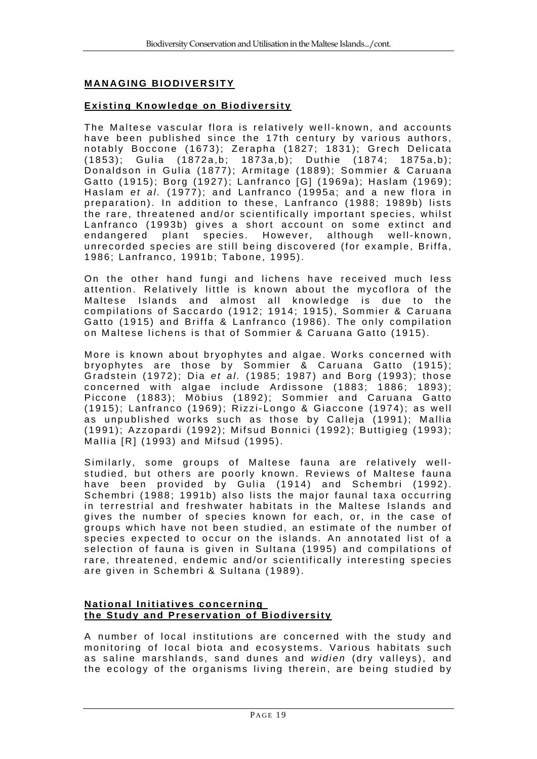## MANAGING BIODIVERSITY

### Existing Knowledge on Biodiversity

The Maltese vascular flora is relatively well-known, and accounts have been published since the 17th century by various authors, notably Boccone (1673); Zerapha (1827; 1831); Grech Delicata (1853); Gulia (1872a,b; 1873a,b); Duthie (1874; 1875a,b); Donaldson in Gulia (1877); Armitage (1889); Sommier & Caruana Gatto (1915); Borg (1927); Lanfranco [G] (1969a); Haslam (1969); Haslam *et al*. (1977); and Lanfranco (1995a; and a new flora in preparation). In addition to these, Lanfranco (1988; 1989b) lists the rare, threatened and/or scientifically important species, whilst Lanfranco (1993b) gives a short account on some extinct and endangered plant species. However, although well-known, unrecorded species are still being discovered (for example, Briffa, 1986; Lanfranco, 1991b; Tabone, 1995).

On the other hand fungi and lichens have received much less attention. Relatively little is known about the mycoflora of the Maltese Islands and almost all knowledge is due to the compilations of Saccardo (1912; 1914; 1915), Sommier & Caruana Gatto (1915) and Briffa & Lanfranco (1986). The only compilation on Maltese lichens is that of Sommier & Caruana Gatto (1915).

More is known about bryophytes and algae. Works concerned with bryophytes are those by Sommier & Caruana Gatto (1915); Gradstein (1972); Dia *et al*. (1985; 1987) and Borg (1993); those concerned with algae include Ardissone (1883; 1886; 1893); Piccone (1883); Möbius (1892); Sommier and Caruana Gatto (1915); Lanfranco (1969); Rizzi-Longo & Giaccone (1974); as well as unpublished works such as those by Calleja (1991); Mallia (1991); Azzopardi (1992); Mifsud Bonnici (1992); Buttigieg (1993); Mallia [R] (1993) and Mifsud (1995).

Similarly, some groups of Maltese fauna are relatively well-studied, but others are poorly known. Reviews of Maltese fauna have been provided by Gulia (1914) and Schembri (1992). Schembri (1988; 1991b) also lists the major faunal taxa occurring in terrestrial and freshwater habitats in the Maltese Islands and gives the number of species known for each, or, in the case of groups which have not been studied, an estimate of the number of species expected to occur on the islands. An annotated list of a selection of fauna is given in Sultana (1995) and compilations of rare, threatened, endemic and/or scientifically interesting species are given in Schembri & Sultana (1989).

### National Initiatives concerning the Study and Preservation of Biodiversity

A number of local institutions are concerned with the study and monitoring of local biota and ecosystems. Various habitats such as saline marshlands, sand dunes and *widien* (dry valleys), and the ecology of the organisms living therein, are being studied by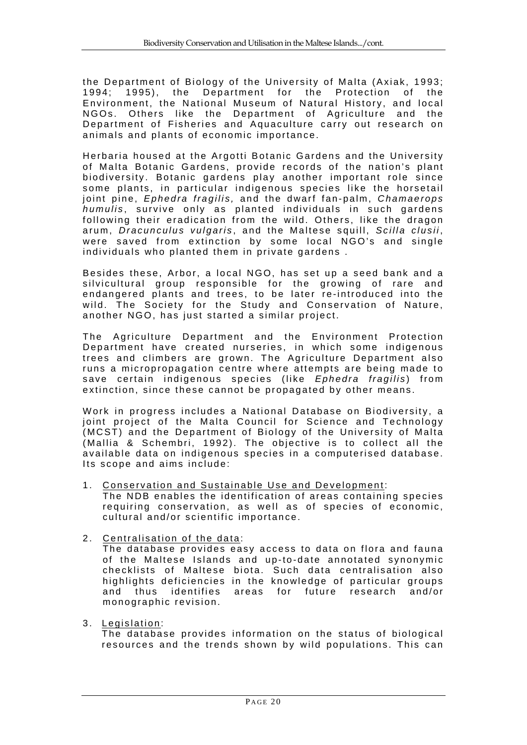the Department of Biology of the University of Malta (Axiak, 1993; 1994; 1995), the Department for the Protection of the Environment, the National Museum of Natural History, and local NGOs. Others like the Department of Agriculture and the Department of Fisheries and Aquaculture carry out research on animals and plants of economic importance.

Herbaria housed at the Argotti Botanic Gardens and the University of Malta Botanic Gardens, provide records of the nation's plant biodiversity. Botanic gardens play another important role since some plants, in particular indigenous species like the horsetail joint pine, *Ephedra fragilis,* and the dwarf fan-palm, *Chamaerops humulis*, survive only as planted individuals in such gardens following their eradication from the wild. Others, like the dragon arum, *Dracunculus vulgaris*, and the Maltese squill, *Scilla clusii*, were saved from extinction by some local NGO's and single individuals who planted them in private gardens .

Besides these, Arbor, a local NGO, has set up a seed bank and a silvicultural group responsible for the growing of rare and endangered plants and trees, to be later re-introduced into the wild. The Society for the Study and Conservation of Nature, another NGO, has just started a similar project.

The Agriculture Department and the Environment Protection Department have created nurseries, in which some indigenous trees and climbers are grown. The Agriculture Department also runs a micropropagation centre where attempts are being made to save certain indigenous species (like *Ephedra fragilis*) from extinction, since these cannot be propagated by other means.

Work in progress includes a National Database on Biodiversity, a joint project of the Malta Council for Science and Technology (MCST) and the Department of Biology of the University of Malta (Mallia & Schembri, 1992). The objective is to collect all the available data on indigenous species in a computerised database. Its scope and aims include:

1. <u>Conservation and Sustainable Use and Development</u>:
   The NDB enables the identification of areas containing species requiring conservation, as well as of species of economic, cultural and/or scientific importance.

2. <u>Centralisation of the data</u>:
   The database provides easy access to data on flora and fauna of the Maltese Islands and up-to-date annotated synonymic checklists of Maltese biota. Such data centralisation also highlights deficiencies in the knowledge of particular groups and thus identifies areas for future research and/or monographic revision.

3. <u>Legislation</u>:
   The database provides information on the status of biological resources and the trends shown by wild populations. This can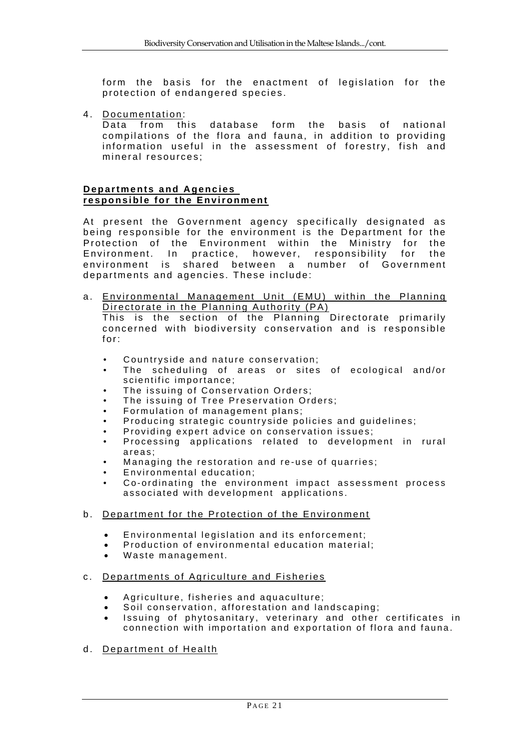form the basis for the enactment of legislation for the protection of endangered species.

4. Documentation:
   Data from this database form the basis of national compilations of the flora and fauna, in addition to providing information useful in the assessment of forestry, fish and mineral resources;

**Departments and Agencies responsible for the Environment**

At present the Government agency specifically designated as being responsible for the environment is the Department for the Protection of the Environment within the Ministry for the Environment. In practice, however, responsibility for the environment is shared between a number of Government departments and agencies. These include:

a. Environmental Management Unit (EMU) within the Planning Directorate in the Planning Authority (PA)
   This is the section of the Planning Directorate primarily concerned with biodiversity conservation and is responsible for:

   - Countryside and nature conservation;
   - The scheduling of areas or sites of ecological and/or scientific importance;
   - The issuing of Conservation Orders;
   - The issuing of Tree Preservation Orders;
   - Formulation of management plans;
   - Producing strategic countryside policies and guidelines;
   - Providing expert advice on conservation issues;
   - Processing applications related to development in rural areas;
   - Managing the restoration and re-use of quarries;
   - Environmental education;
   - Co-ordinating the environment impact assessment process associated with development applications.

b. Department for the Protection of the Environment

   - Environmental legislation and its enforcement;
   - Production of environmental education material;
   - Waste management.

c. Departments of Agriculture and Fisheries

   - Agriculture, fisheries and aquaculture;
   - Soil conservation, afforestation and landscaping;
   - Issuing of phytosanitary, veterinary and other certificates in connection with importation and exportation of flora and fauna.

d. Department of Health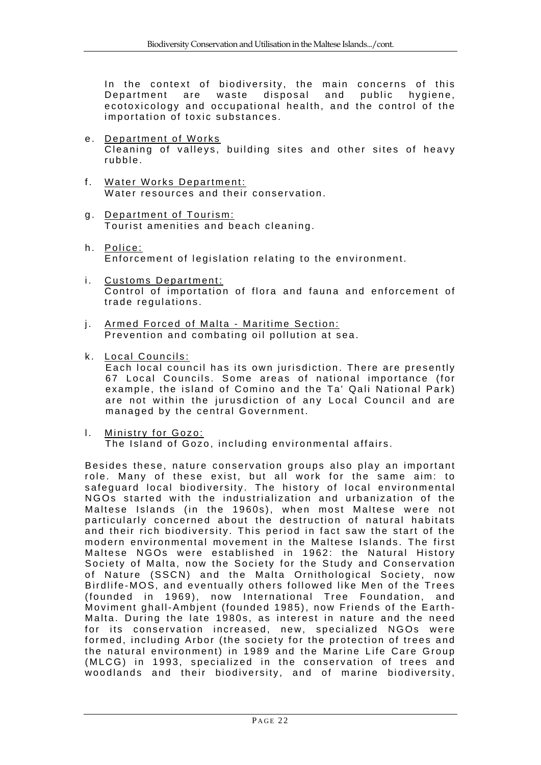In the context of biodiversity, the main concerns of this Department are waste disposal and public hygiene, ecotoxicology and occupational health, and the control of the importation of toxic substances.

e. Department of Works
Cleaning of valleys, building sites and other sites of heavy rubble.

f. Water Works Department:
Water resources and their conservation.

g. Department of Tourism:
Tourist amenities and beach cleaning.

h. Police:
Enforcement of legislation relating to the environment.

i. Customs Department:
Control of importation of flora and fauna and enforcement of trade regulations.

j. Armed Forced of Malta - Maritime Section:
Prevention and combating oil pollution at sea.

k. Local Councils:
Each local council has its own jurisdiction. There are presently 67 Local Councils. Some areas of national importance (for example, the island of Comino and the Ta' Qali National Park) are not within the jurusdiction of any Local Council and are managed by the central Government.

l. Ministry for Gozo:
The Island of Gozo, including environmental affairs.

Besides these, nature conservation groups also play an important role. Many of these exist, but all work for the same aim: to safeguard local biodiversity. The history of local environmental NGOs started with the industrialization and urbanization of the Maltese Islands (in the 1960s), when most Maltese were not particularly concerned about the destruction of natural habitats and their rich biodiversity. This period in fact saw the start of the modern environmental movement in the Maltese Islands. The first Maltese NGOs were established in 1962: the Natural History Society of Malta, now the Society for the Study and Conservation of Nature (SSCN) and the Malta Ornithological Society, now Birdlife-MOS, and eventually others followed like Men of the Trees (founded in 1969), now International Tree Foundation, and Moviment ghall-Ambjent (founded 1985), now Friends of the Earth-Malta. During the late 1980s, as interest in nature and the need for its conservation increased, new, specialized NGOs were formed, including Arbor (the society for the protection of trees and the natural environment) in 1989 and the Marine Life Care Group (MLCG) in 1993, specialized in the conservation of trees and woodlands and their biodiversity, and of marine biodiversity,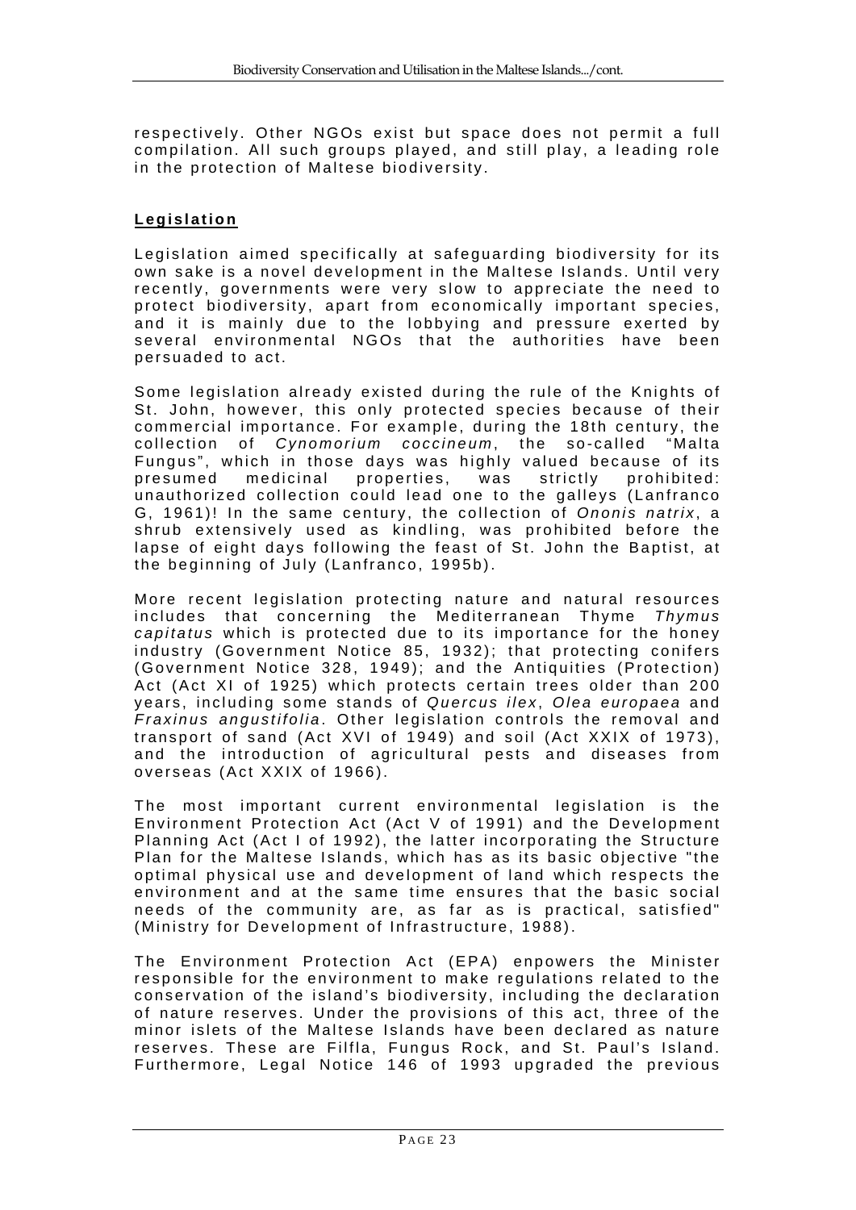respectively. Other NGOs exist but space does not permit a full compilation. All such groups played, and still play, a leading role in the protection of Maltese biodiversity.

## Legislation

Legislation aimed specifically at safeguarding biodiversity for its own sake is a novel development in the Maltese Islands. Until very recently, governments were very slow to appreciate the need to protect biodiversity, apart from economically important species, and it is mainly due to the lobbying and pressure exerted by several environmental NGOs that the authorities have been persuaded to act.

Some legislation already existed during the rule of the Knights of St. John, however, this only protected species because of their commercial importance. For example, during the 18th century, the collection of *Cynomorium coccineum*, the so-called "Malta Fungus", which in those days was highly valued because of its presumed medicinal properties, was strictly prohibited: unauthorized collection could lead one to the galleys (Lanfranco G, 1961)! In the same century, the collection of *Ononis natrix*, a shrub extensively used as kindling, was prohibited before the lapse of eight days following the feast of St. John the Baptist, at the beginning of July (Lanfranco, 1995b).

More recent legislation protecting nature and natural resources includes that concerning the Mediterranean Thyme *Thymus capitatus* which is protected due to its importance for the honey industry (Government Notice 85, 1932); that protecting conifers (Government Notice 328, 1949); and the Antiquities (Protection) Act (Act XI of 1925) which protects certain trees older than 200 years, including some stands of *Quercus ilex*, *Olea europaea* and *Fraxinus angustifolia*. Other legislation controls the removal and transport of sand (Act XVI of 1949) and soil (Act XXIX of 1973), and the introduction of agricultural pests and diseases from overseas (Act XXIX of 1966).

The most important current environmental legislation is the Environment Protection Act (Act V of 1991) and the Development Planning Act (Act I of 1992), the latter incorporating the Structure Plan for the Maltese Islands, which has as its basic objective "the optimal physical use and development of land which respects the environment and at the same time ensures that the basic social needs of the community are, as far as is practical, satisfied" (Ministry for Development of Infrastructure, 1988).

The Environment Protection Act (EPA) enpowers the Minister responsible for the environment to make regulations related to the conservation of the island's biodiversity, including the declaration of nature reserves. Under the provisions of this act, three of the minor islets of the Maltese Islands have been declared as nature reserves. These are Filfla, Fungus Rock, and St. Paul's Island. Furthermore, Legal Notice 146 of 1993 upgraded the previous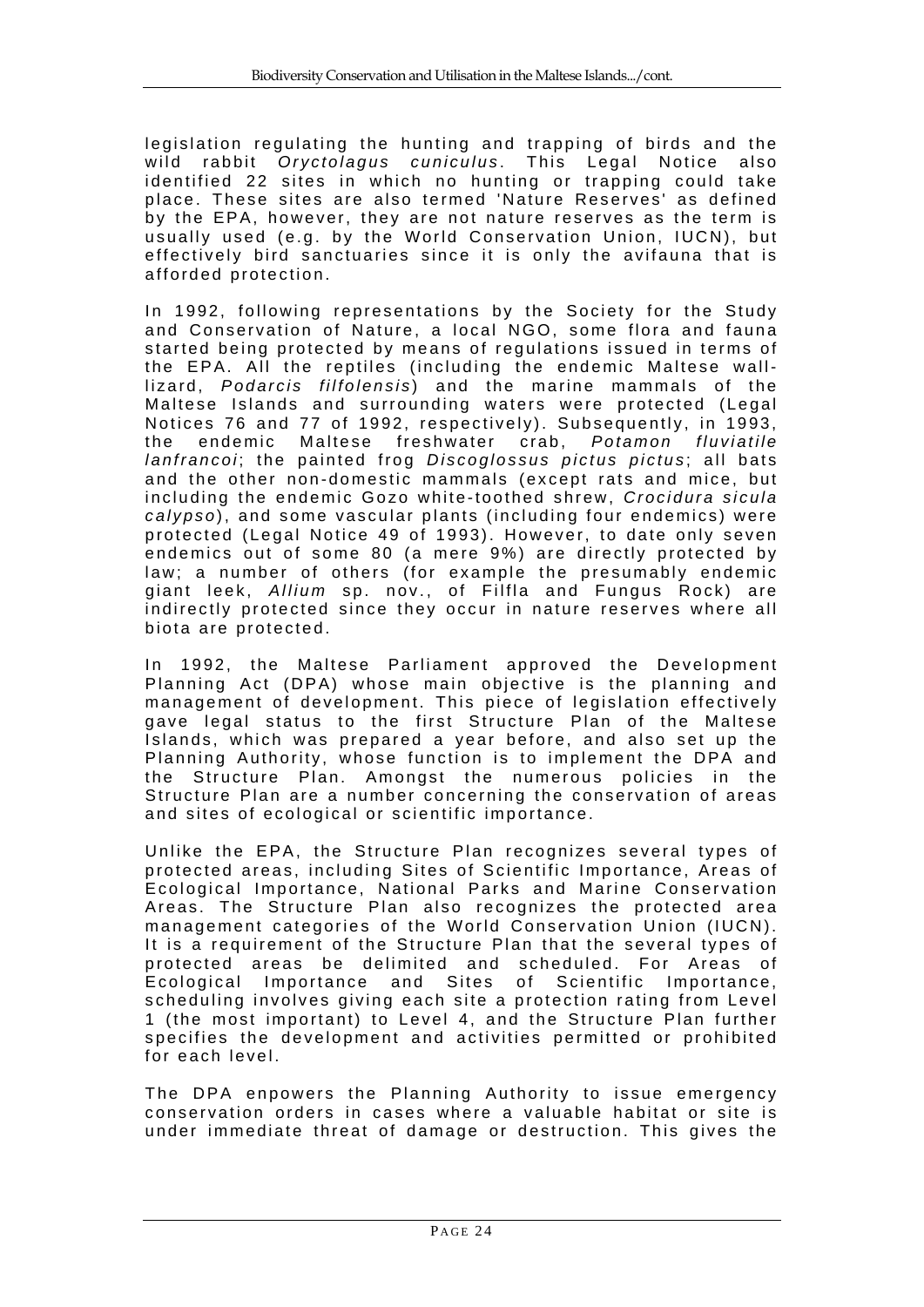legislation regulating the hunting and trapping of birds and the wild rabbit *Oryctolagus cuniculus*. This Legal Notice also identified 22 sites in which no hunting or trapping could take place. These sites are also termed 'Nature Reserves' as defined by the EPA, however, they are not nature reserves as the term is usually used (e.g. by the World Conservation Union, IUCN), but effectively bird sanctuaries since it is only the avifauna that is afforded protection.

In 1992, following representations by the Society for the Study and Conservation of Nature, a local NGO, some flora and fauna started being protected by means of regulations issued in terms of the EPA. All the reptiles (including the endemic Maltese wall-lizard, *Podarcis filfolensis*) and the marine mammals of the Maltese Islands and surrounding waters were protected (Legal Notices 76 and 77 of 1992, respectively). Subsequently, in 1993, the endemic Maltese freshwater crab, *Potamon fluviatile lanfrancoi*; the painted frog *Discoglossus pictus pictus*; all bats and the other non-domestic mammals (except rats and mice, but including the endemic Gozo white-toothed shrew, *Crocidura sicula calypso*), and some vascular plants (including four endemics) were protected (Legal Notice 49 of 1993). However, to date only seven endemics out of some 80 (a mere 9%) are directly protected by law; a number of others (for example the presumably endemic giant leek, *Allium* sp. nov., of Filfla and Fungus Rock) are indirectly protected since they occur in nature reserves where all biota are protected.

In 1992, the Maltese Parliament approved the Development Planning Act (DPA) whose main objective is the planning and management of development. This piece of legislation effectively gave legal status to the first Structure Plan of the Maltese Islands, which was prepared a year before, and also set up the Planning Authority, whose function is to implement the DPA and the Structure Plan. Amongst the numerous policies in the Structure Plan are a number concerning the conservation of areas and sites of ecological or scientific importance.

Unlike the EPA, the Structure Plan recognizes several types of protected areas, including Sites of Scientific Importance, Areas of Ecological Importance, National Parks and Marine Conservation Areas. The Structure Plan also recognizes the protected area management categories of the World Conservation Union (IUCN). It is a requirement of the Structure Plan that the several types of protected areas be delimited and scheduled. For Areas of Ecological Importance and Sites of Scientific Importance, scheduling involves giving each site a protection rating from Level 1 (the most important) to Level 4, and the Structure Plan further specifies the development and activities permitted or prohibited for each level.

The DPA enpowers the Planning Authority to issue emergency conservation orders in cases where a valuable habitat or site is under immediate threat of damage or destruction. This gives the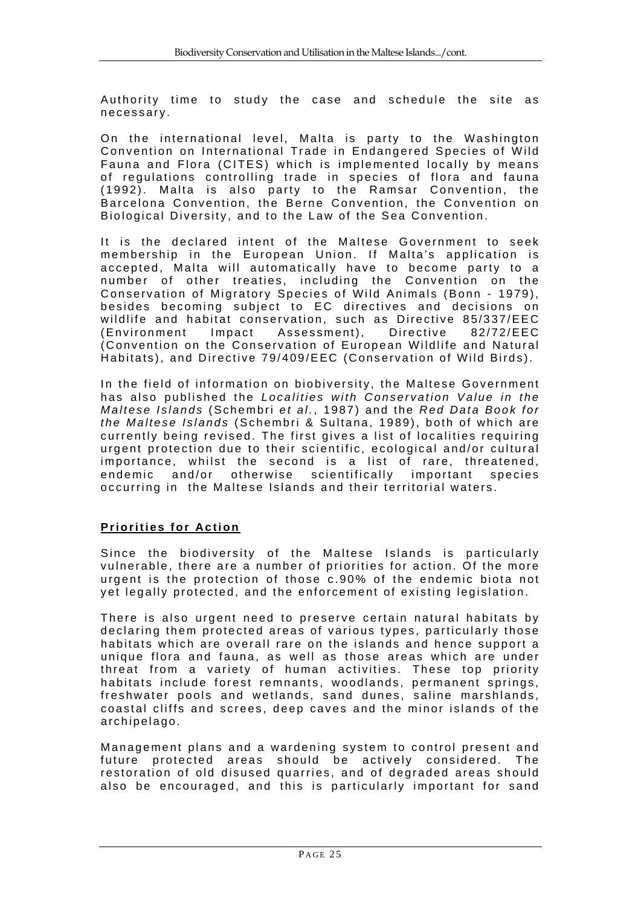Authority time to study the case and schedule the site as necessary.

On the international level, Malta is party to the Washington Convention on International Trade in Endangered Species of Wild Fauna and Flora (CITES) which is implemented locally by means of regulations controlling trade in species of flora and fauna (1992). Malta is also party to the Ramsar Convention, the Barcelona Convention, the Berne Convention, the Convention on Biological Diversity, and to the Law of the Sea Convention.

It is the declared intent of the Maltese Government to seek membership in the European Union. If Malta's application is accepted, Malta will automatically have to become party to a number of other treaties, including the Convention on the Conservation of Migratory Species of Wild Animals (Bonn - 1979), besides becoming subject to EC directives and decisions on wildlife and habitat conservation, such as Directive 85/337/EEC (Environment Impact Assessment), Directive 82/72/EEC (Convention on the Conservation of European Wildlife and Natural Habitats), and Directive 79/409/EEC (Conservation of Wild Birds).

In the field of information on biobiversity, the Maltese Government has also published the *Localities with Conservation Value in the Maltese Islands* (Schembri *et al.*, 1987) and the *Red Data Book for the Maltese Islands* (Schembri & Sultana, 1989), both of which are currently being revised. The first gives a list of localities requiring urgent protection due to their scientific, ecological and/or cultural importance, whilst the second is a list of rare, threatened, endemic and/or otherwise scientifically important species occurring in the Maltese Islands and their territorial waters.

## Priorities for Action

Since the biodiversity of the Maltese Islands is particularly vulnerable, there are a number of priorities for action. Of the more urgent is the protection of those c.90% of the endemic biota not yet legally protected, and the enforcement of existing legislation.

There is also urgent need to preserve certain natural habitats by declaring them protected areas of various types, particularly those habitats which are overall rare on the islands and hence support a unique flora and fauna, as well as those areas which are under threat from a variety of human activities. These top priority habitats include forest remnants, woodlands, permanent springs, freshwater pools and wetlands, sand dunes, saline marshlands, coastal cliffs and screes, deep caves and the minor islands of the archipelago.

Management plans and a wardening system to control present and future protected areas should be actively considered. The restoration of old disused quarries, and of degraded areas should also be encouraged, and this is particularly important for sand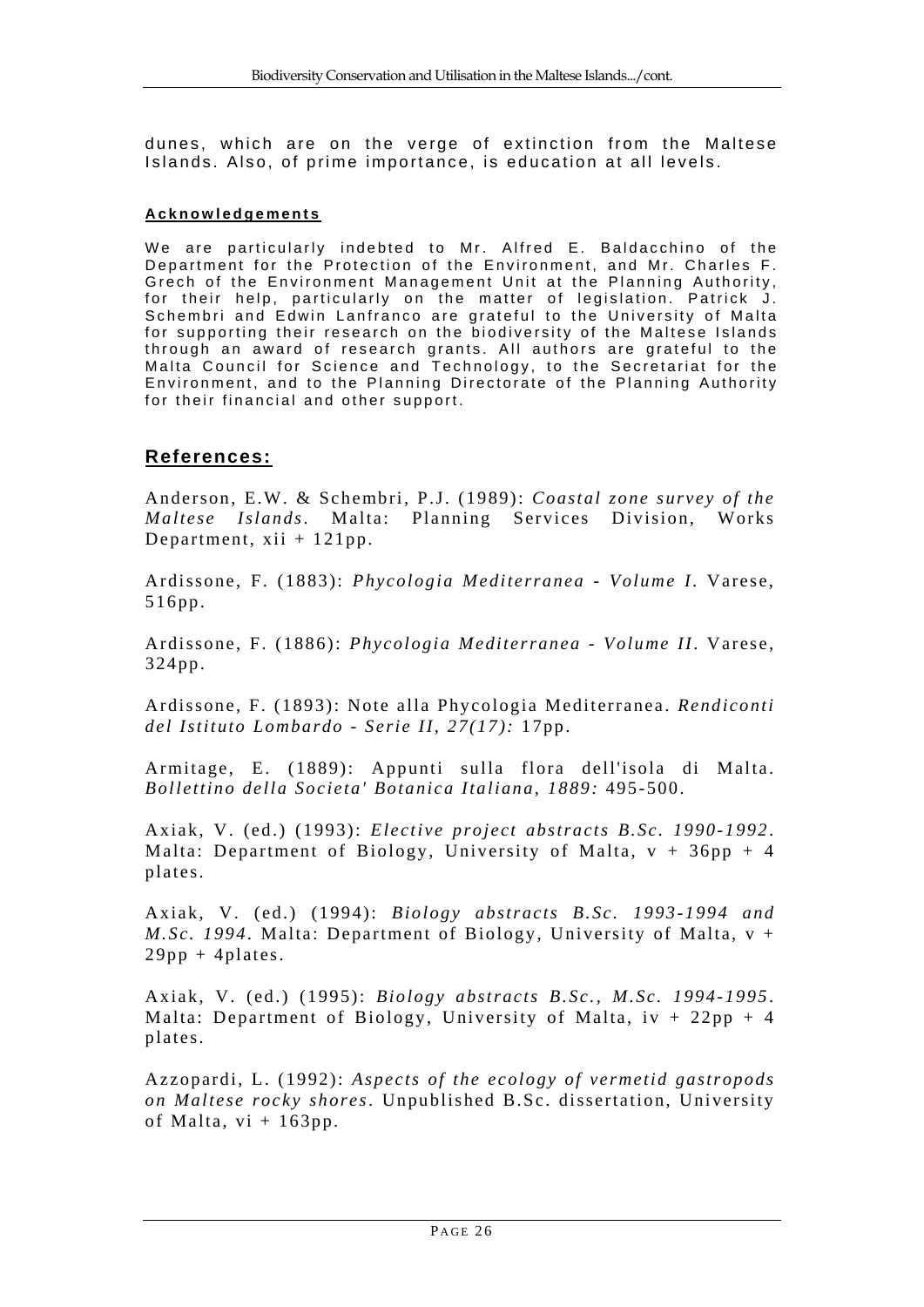dunes, which are on the verge of extinction from the Maltese Islands. Also, of prime importance, is education at all levels.

#### **Acknowledgements**

We are particularly indebted to Mr. Alfred E. Baldacchino of the Department for the Protection of the Environment, and Mr. Charles F. Grech of the Environment Management Unit at the Planning Authority, for their help, particularly on the matter of legislation. Patrick J. Schembri and Edwin Lanfranco are grateful to the University of Malta for supporting their research on the biodiversity of the Maltese Islands through an award of research grants. All authors are grateful to the Malta Council for Science and Technology, to the Secretariat for the Environment, and to the Planning Directorate of the Planning Authority for their financial and other support.

## **References:**

Anderson, E.W. & Schembri, P.J. (1989): *Coastal zone survey of the Maltese Islands*. Malta: Planning Services Division, Works Department, xii + 121pp.

Ardissone, F. (1883): *Phycologia Mediterranea - Volume I*. Varese, 516pp.

Ardissone, F. (1886): *Phycologia Mediterranea - Volume II*. Varese, 324pp.

Ardissone, F. (1893): Note alla Phycologia Mediterranea. *Rendiconti del Istituto Lombardo - Serie II, 27(17):* 17pp.

Armitage, E. (1889): Appunti sulla flora dell'isola di Malta. *Bollettino della Societa' Botanica Italiana, 1889:* 495-500.

Axiak, V. (ed.) (1993): *Elective project abstracts B.Sc. 1990-1992*. Malta: Department of Biology, University of Malta, v + 36pp + 4 plates.

Axiak, V. (ed.) (1994): *Biology abstracts B.Sc. 1993-1994 and M.Sc. 1994*. Malta: Department of Biology, University of Malta, v + 29pp + 4plates.

Axiak, V. (ed.) (1995): *Biology abstracts B.Sc., M.Sc. 1994-1995*. Malta: Department of Biology, University of Malta, iv + 22pp + 4 plates.

Azzopardi, L. (1992): *Aspects of the ecology of vermetid gastropods on Maltese rocky shores*. Unpublished B.Sc. dissertation, University of Malta, vi + 163pp.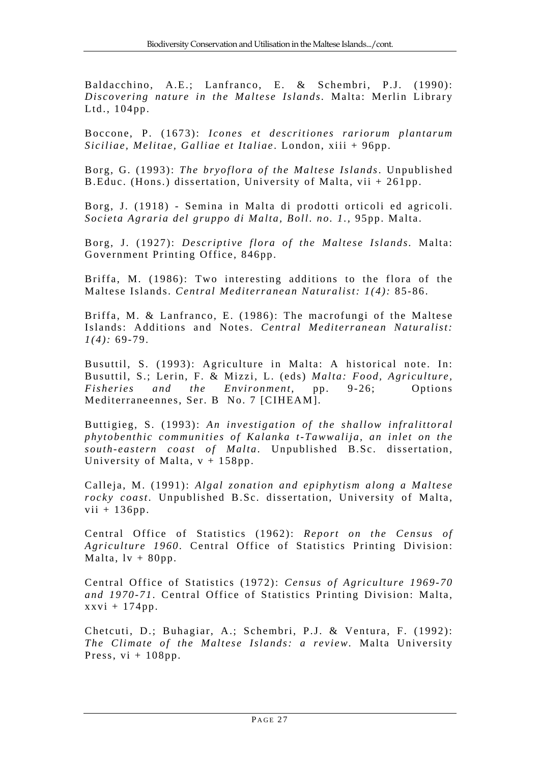Baldacchino, A.E.; Lanfranco, E. & Schembri, P.J. (1990): *Discovering nature in the Maltese Islands.* Malta: Merlin Library Ltd., 104pp.

Boccone, P. (1673): *Icones et descritiones rariorum plantarum Siciliae, Melitae, Galliae et Italiae.* London, xiii + 96pp.

Borg, G. (1993): *The bryoflora of the Maltese Islands.* Unpublished B.Educ. (Hons.) dissertation, University of Malta, vii + 261pp.

Borg, J. (1918) - Semina in Malta di prodotti orticoli ed agricoli. *Societa Agraria del gruppo di Malta, Boll. no. 1.*, 95pp. Malta.

Borg, J. (1927): *Descriptive flora of the Maltese Islands.* Malta: Government Printing Office, 846pp.

Briffa, M. (1986): Two interesting additions to the flora of the Maltese Islands. *Central Mediterranean Naturalist: 1(4):* 85-86.

Briffa, M. & Lanfranco, E. (1986): The macrofungi of the Maltese Islands: Additions and Notes. *Central Mediterranean Naturalist: 1(4):* 69-79.

Busuttil, S. (1993): Agriculture in Malta: A historical note. In: Busuttil, S.; Lerin, F. & Mizzi, L. (eds) *Malta: Food, Agriculture, Fisheries and the Environment*, pp. 9-26; Options Mediterraneennes, Ser. B No. 7 [CIHEAM].

Buttigieg, S. (1993): *An investigation of the shallow infralittoral phytobenthic communities of Kalanka t-Tawwalija, an inlet on the south-eastern coast of Malta.* Unpublished B.Sc. dissertation, University of Malta, v + 158pp.

Calleja, M. (1991): *Algal zonation and epiphytism along a Maltese rocky coast.* Unpublished B.Sc. dissertation, University of Malta, vii + 136pp.

Central Office of Statistics (1962): *Report on the Census of Agriculture 1960.* Central Office of Statistics Printing Division: Malta, lv + 80pp.

Central Office of Statistics (1972): *Census of Agriculture 1969-70 and 1970-71.* Central Office of Statistics Printing Division: Malta, xxvi + 174pp.

Chetcuti, D.; Buhagiar, A.; Schembri, P.J. & Ventura, F. (1992): *The Climate of the Maltese Islands: a review.* Malta University Press, vi + 108pp.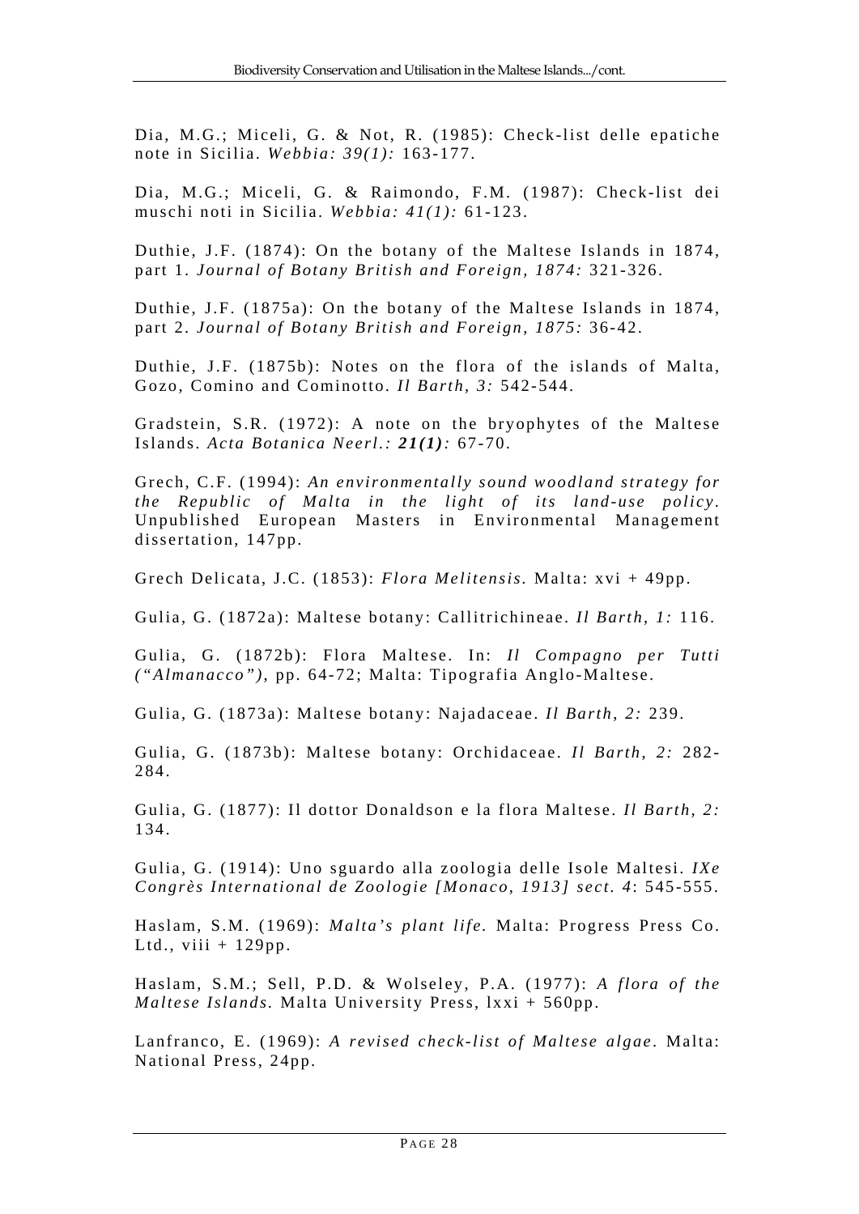Dia, M.G.; Miceli, G. & Not, R. (1985): Check-list delle epatiche note in Sicilia. *Webbia: 39(1):* 163-177.

Dia, M.G.; Miceli, G. & Raimondo, F.M. (1987): Check-list dei muschi noti in Sicilia. *Webbia: 41(1):* 61-123.

Duthie, J.F. (1874): On the botany of the Maltese Islands in 1874, part 1. *Journal of Botany British and Foreign, 1874:* 321-326.

Duthie, J.F. (1875a): On the botany of the Maltese Islands in 1874, part 2. *Journal of Botany British and Foreign, 1875:* 36-42.

Duthie, J.F. (1875b): Notes on the flora of the islands of Malta, Gozo, Comino and Cominotto. *Il Barth, 3:* 542-544.

Gradstein, S.R. (1972): A note on the bryophytes of the Maltese Islands. *Acta Botanica Neerl.: **21(1)**:* 67-70.

Grech, C.F. (1994): *An environmentally sound woodland strategy for the Republic of Malta in the light of its land-use policy.* Unpublished European Masters in Environmental Management dissertation, 147pp.

Grech Delicata, J.C. (1853): *Flora Melitensis.* Malta: xvi + 49pp.

Gulia, G. (1872a): Maltese botany: Callitrichineae. *Il Barth, 1:* 116.

Gulia, G. (1872b): Flora Maltese. In: *Il Compagno per Tutti ("Almanacco"),* pp. 64-72; Malta: Tipografia Anglo-Maltese.

Gulia, G. (1873a): Maltese botany: Najadaceae. *Il Barth, 2:* 239.

Gulia, G. (1873b): Maltese botany: Orchidaceae. *Il Barth, 2:* 282-284.

Gulia, G. (1877): Il dottor Donaldson e la flora Maltese. *Il Barth, 2:* 134.

Gulia, G. (1914): Uno sguardo alla zoologia delle Isole Maltesi. *IXe Congrès International de Zoologie [Monaco, 1913] sect. 4*: 545-555.

Haslam, S.M. (1969): *Malta's plant life.* Malta: Progress Press Co. Ltd., viii + 129pp.

Haslam, S.M.; Sell, P.D. & Wolseley, P.A. (1977): *A flora of the Maltese Islands.* Malta University Press, lxxi + 560pp.

Lanfranco, E. (1969): *A revised check-list of Maltese algae.* Malta: National Press, 24pp.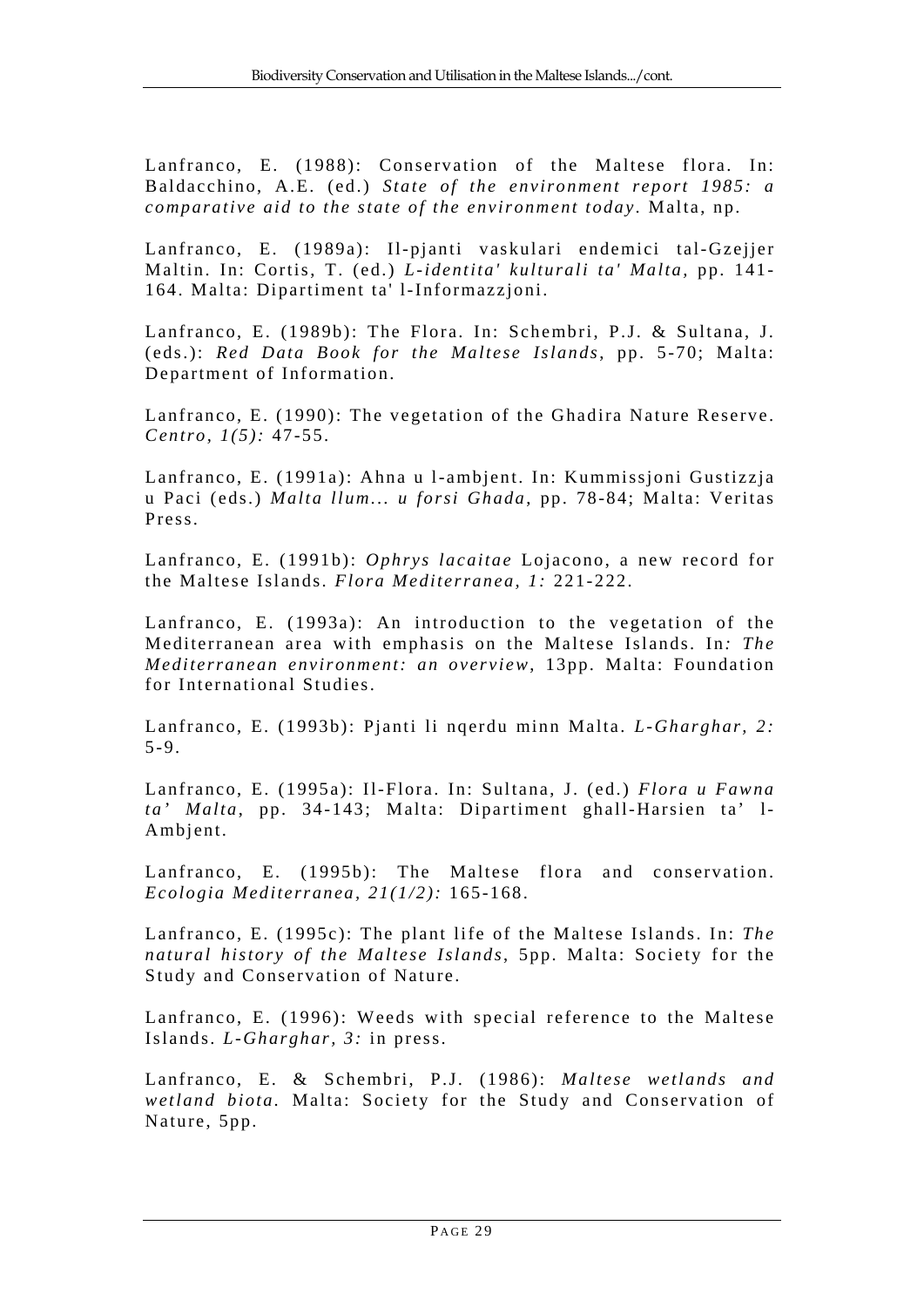Lanfranco, E. (1988): Conservation of the Maltese flora. In: Baldacchino, A.E. (ed.) *State of the environment report 1985: a comparative aid to the state of the environment today*. Malta, np.

Lanfranco, E. (1989a): Il-pjanti vaskulari endemici tal-Gzejjer Maltin. In: Cortis, T. (ed.) *L-identita' kulturali ta' Malta,* pp. 141-164. Malta: Dipartiment ta' l-Informazzjoni.

Lanfranco, E. (1989b): The Flora. In: Schembri, P.J. & Sultana, J. (eds.): *Red Data Book for the Maltese Islands,* pp. 5-70; Malta: Department of Information.

Lanfranco, E. (1990): The vegetation of the Ghadira Nature Reserve. *Centro, 1(5):* 47-55.

Lanfranco, E. (1991a): Ahna u l-ambjent. In: Kummissjoni Gustizzja u Paci (eds.) *Malta llum... u forsi Ghada*, pp. 78-84; Malta: Veritas Press.

Lanfranco, E. (1991b): *Ophrys lacaitae* Lojacono, a new record for the Maltese Islands. *Flora Mediterranea, 1:* 221-222.

Lanfranco, E. (1993a): An introduction to the vegetation of the Mediterranean area with emphasis on the Maltese Islands. In*: The Mediterranean environment: an overview*, 13pp. Malta: Foundation for International Studies.

Lanfranco, E. (1993b): Pjanti li nqerdu minn Malta. *L-Gharghar, 2:* 5-9.

Lanfranco, E. (1995a): Il-Flora. In: Sultana, J. (ed.) *Flora u Fawna ta' Malta*, pp. 34-143; Malta: Dipartiment ghall-Harsien ta' l-Ambjent.

Lanfranco, E. (1995b): The Maltese flora and conservation. *Ecologia Mediterranea, 21(1/2):* 165-168.

Lanfranco, E. (1995c): The plant life of the Maltese Islands. In: *The natural history of the Maltese Islands*, 5pp. Malta: Society for the Study and Conservation of Nature.

Lanfranco, E. (1996): Weeds with special reference to the Maltese Islands. *L-Gharghar, 3:* in press.

Lanfranco, E. & Schembri, P.J. (1986): *Maltese wetlands and wetland biota.* Malta: Society for the Study and Conservation of Nature, 5pp.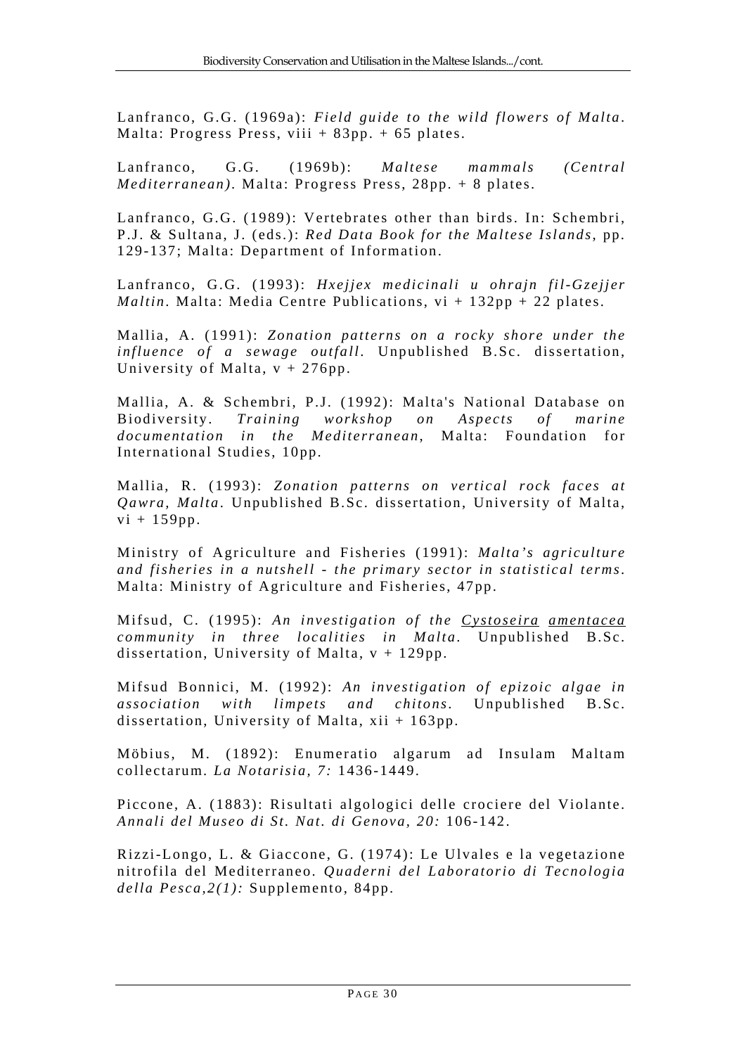Lanfranco, G.G. (1969a): *Field guide to the wild flowers of Malta*. Malta: Progress Press, viii + 83pp. + 65 plates.

Lanfranco, G.G. (1969b): *Maltese mammals (Central Mediterranean)*. Malta: Progress Press, 28pp. + 8 plates.

Lanfranco, G.G. (1989): Vertebrates other than birds. In: Schembri, P.J. & Sultana, J. (eds.): *Red Data Book for the Maltese Islands*, pp. 129-137; Malta: Department of Information.

Lanfranco, G.G. (1993): *Hxejjex medicinali u ohrajn fil-Gzejjer Maltin*. Malta: Media Centre Publications, vi + 132pp + 22 plates.

Mallia, A. (1991): *Zonation patterns on a rocky shore under the influence of a sewage outfall*. Unpublished B.Sc. dissertation, University of Malta, v + 276pp.

Mallia, A. & Schembri, P.J. (1992): Malta's National Database on Biodiversity. *Training workshop on Aspects of marine documentation in the Mediterranean*, Malta: Foundation for International Studies, 10pp.

Mallia, R. (1993): *Zonation patterns on vertical rock faces at Qawra, Malta*. Unpublished B.Sc. dissertation, University of Malta, vi + 159pp.

Ministry of Agriculture and Fisheries (1991): *Malta's agriculture and fisheries in a nutshell - the primary sector in statistical terms*. Malta: Ministry of Agriculture and Fisheries, 47pp.

Mifsud, C. (1995): *An investigation of the Cystoseira amentacea community in three localities in Malta*. Unpublished B.Sc. dissertation, University of Malta, v + 129pp.

Mifsud Bonnici, M. (1992): *An investigation of epizoic algae in association with limpets and chitons*. Unpublished B.Sc. dissertation, University of Malta, xii + 163pp.

Möbius, M. (1892): Enumeratio algarum ad Insulam Maltam collectarum. *La Notarisia, 7:* 1436-1449.

Piccone, A. (1883): Risultati algologici delle crociere del Violante. *Annali del Museo di St. Nat. di Genova, 20:* 106-142.

Rizzi-Longo, L. & Giaccone, G. (1974): Le Ulvales e la vegetazione nitrofila del Mediterraneo. *Quaderni del Laboratorio di Tecnologia della Pesca,2(1):* Supplemento, 84pp.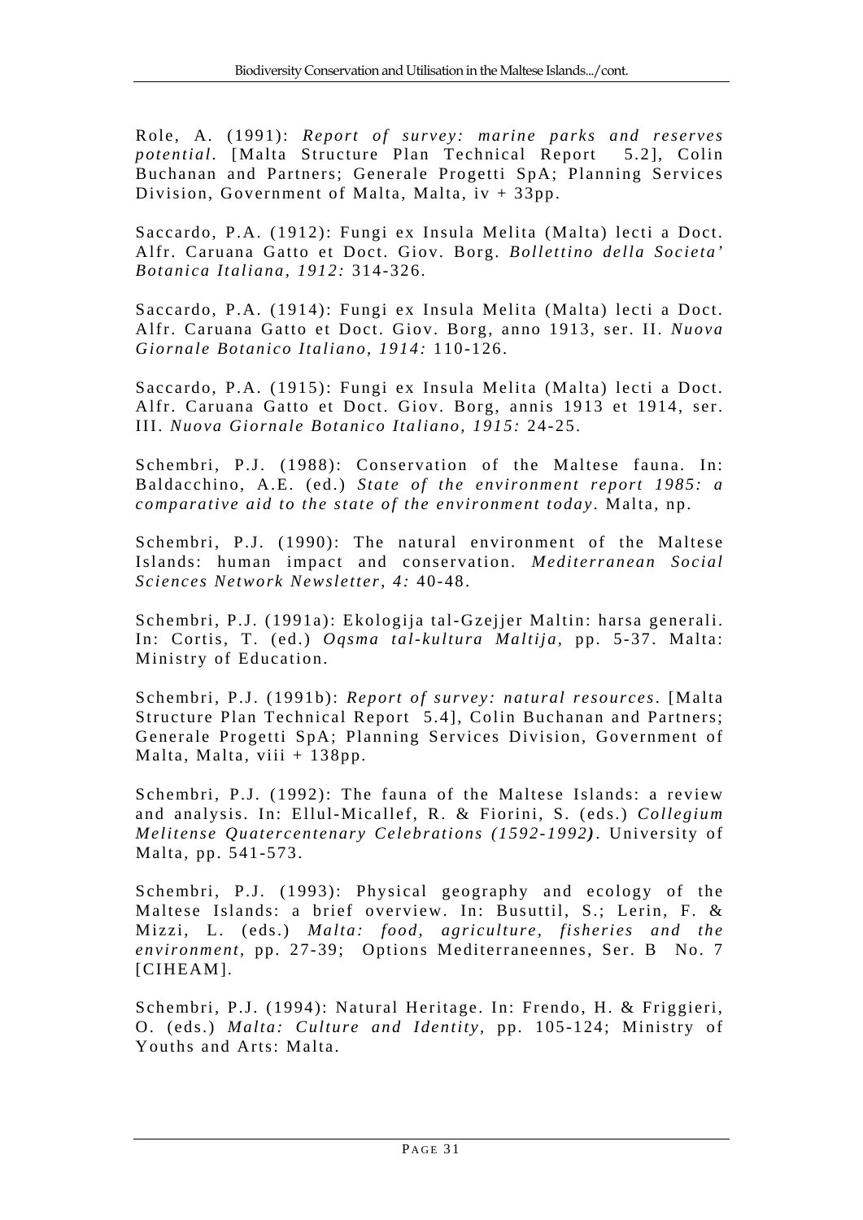Role, A. (1991): *Report of survey: marine parks and reserves potential*. [Malta Structure Plan Technical Report 5.2], Colin Buchanan and Partners; Generale Progetti SpA; Planning Services Division, Government of Malta, Malta, iv + 33pp.

Saccardo, P.A. (1912): Fungi ex Insula Melita (Malta) lecti a Doct. Alfr. Caruana Gatto et Doct. Giov. Borg. *Bollettino della Societa' Botanica Italiana, 1912:* 314-326.

Saccardo, P.A. (1914): Fungi ex Insula Melita (Malta) lecti a Doct. Alfr. Caruana Gatto et Doct. Giov. Borg, anno 1913, ser. II. *Nuova Giornale Botanico Italiano, 1914:* 110-126.

Saccardo, P.A. (1915): Fungi ex Insula Melita (Malta) lecti a Doct. Alfr. Caruana Gatto et Doct. Giov. Borg, annis 1913 et 1914, ser. III. *Nuova Giornale Botanico Italiano, 1915:* 24-25.

Schembri, P.J. (1988): Conservation of the Maltese fauna. In: Baldacchino, A.E. (ed.) *State of the environment report 1985: a comparative aid to the state of the environment today*. Malta, np.

Schembri, P.J. (1990): The natural environment of the Maltese Islands: human impact and conservation. *Mediterranean Social Sciences Network Newsletter, 4:* 40-48.

Schembri, P.J. (1991a): Ekologija tal-Gzejjer Maltin: harsa generali. In: Cortis, T. (ed.) *Oqsma tal-kultura Maltija*, pp. 5-37. Malta: Ministry of Education.

Schembri, P.J. (1991b): *Report of survey: natural resources*. [Malta Structure Plan Technical Report 5.4], Colin Buchanan and Partners; Generale Progetti SpA; Planning Services Division, Government of Malta, Malta, viii + 138pp.

Schembri, P.J. (1992): The fauna of the Maltese Islands: a review and analysis. In: Ellul-Micallef, R. & Fiorini, S. (eds.) *Collegium Melitense Quatercentenary Celebrations (1592-1992)*. University of Malta, pp. 541-573.

Schembri, P.J. (1993): Physical geography and ecology of the Maltese Islands: a brief overview. In: Busuttil, S.; Lerin, F. & Mizzi, L. (eds.) *Malta: food, agriculture, fisheries and the environment*, pp. 27-39; Options Mediterraneennes, Ser. B No. 7 [CIHEAM].

Schembri, P.J. (1994): Natural Heritage. In: Frendo, H. & Friggieri, O. (eds.) *Malta: Culture and Identity*, pp. 105-124; Ministry of Youths and Arts: Malta.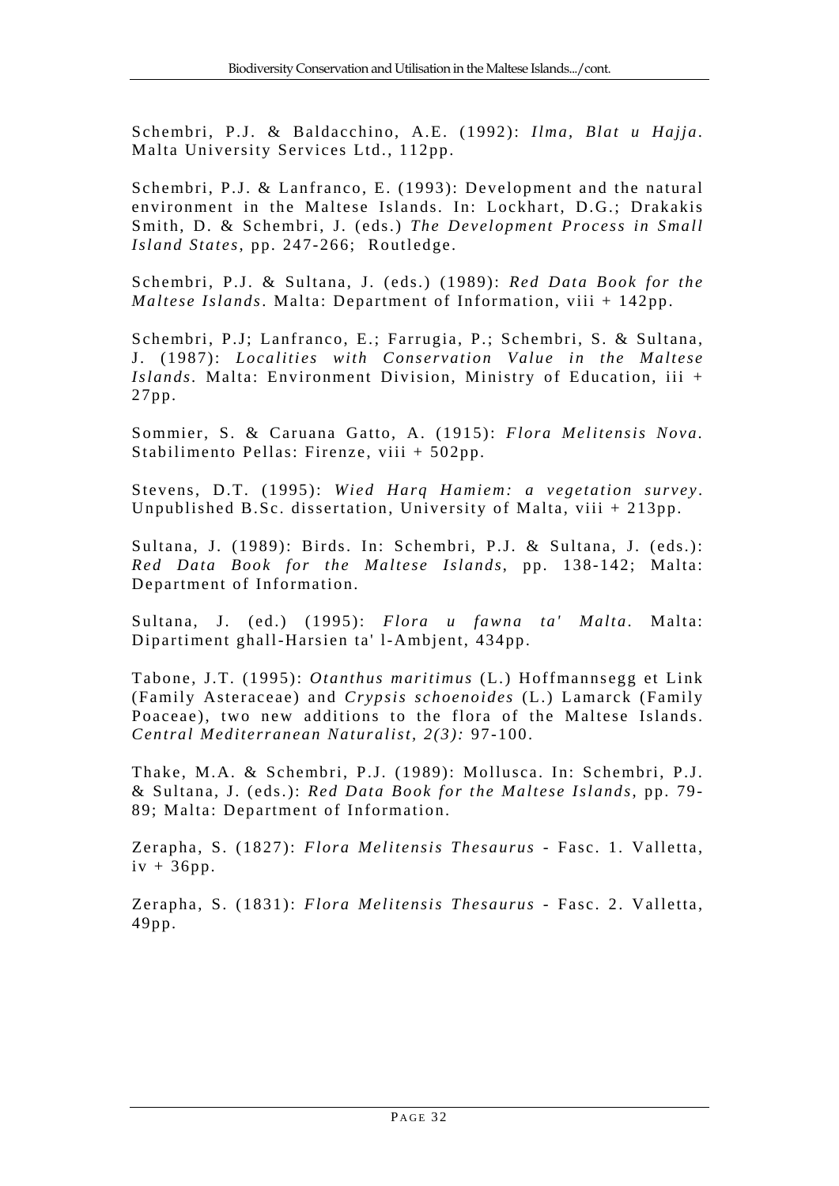Schembri, P.J. & Baldacchino, A.E. (1992): *Ilma, Blat u Hajja*. Malta University Services Ltd., 112pp.

Schembri, P.J. & Lanfranco, E. (1993): Development and the natural environment in the Maltese Islands. In: Lockhart, D.G.; Drakakis Smith, D. & Schembri, J. (eds.) *The Development Process in Small Island States*, pp. 247-266; Routledge.

Schembri, P.J. & Sultana, J. (eds.) (1989): *Red Data Book for the Maltese Islands*. Malta: Department of Information, viii + 142pp.

Schembri, P.J; Lanfranco, E.; Farrugia, P.; Schembri, S. & Sultana, J. (1987): *Localities with Conservation Value in the Maltese Islands*. Malta: Environment Division, Ministry of Education, iii + 27pp.

Sommier, S. & Caruana Gatto, A. (1915): *Flora Melitensis Nova*. Stabilimento Pellas: Firenze, viii + 502pp.

Stevens, D.T. (1995): *Wied Harq Hamiem: a vegetation survey*. Unpublished B.Sc. dissertation, University of Malta, viii + 213pp.

Sultana, J. (1989): Birds. In: Schembri, P.J. & Sultana, J. (eds.): *Red Data Book for the Maltese Islands*, pp. 138-142; Malta: Department of Information.

Sultana, J. (ed.) (1995): *Flora u fawna ta' Malta*. Malta: Dipartiment ghall-Harsien ta' l-Ambjent, 434pp.

Tabone, J.T. (1995): *Otanthus maritimus* (L.) Hoffmannsegg et Link (Family Asteraceae) and *Crypsis schoenoides* (L.) Lamarck (Family Poaceae), two new additions to the flora of the Maltese Islands. *Central Mediterranean Naturalist, 2(3):* 97-100.

Thake, M.A. & Schembri, P.J. (1989): Mollusca. In: Schembri, P.J. & Sultana, J. (eds.): *Red Data Book for the Maltese Islands*, pp. 79-89; Malta: Department of Information.

Zerapha, S. (1827): *Flora Melitensis Thesaurus* - Fasc. 1. Valletta, iv + 36pp.

Zerapha, S. (1831): *Flora Melitensis Thesaurus* - Fasc. 2. Valletta, 49pp.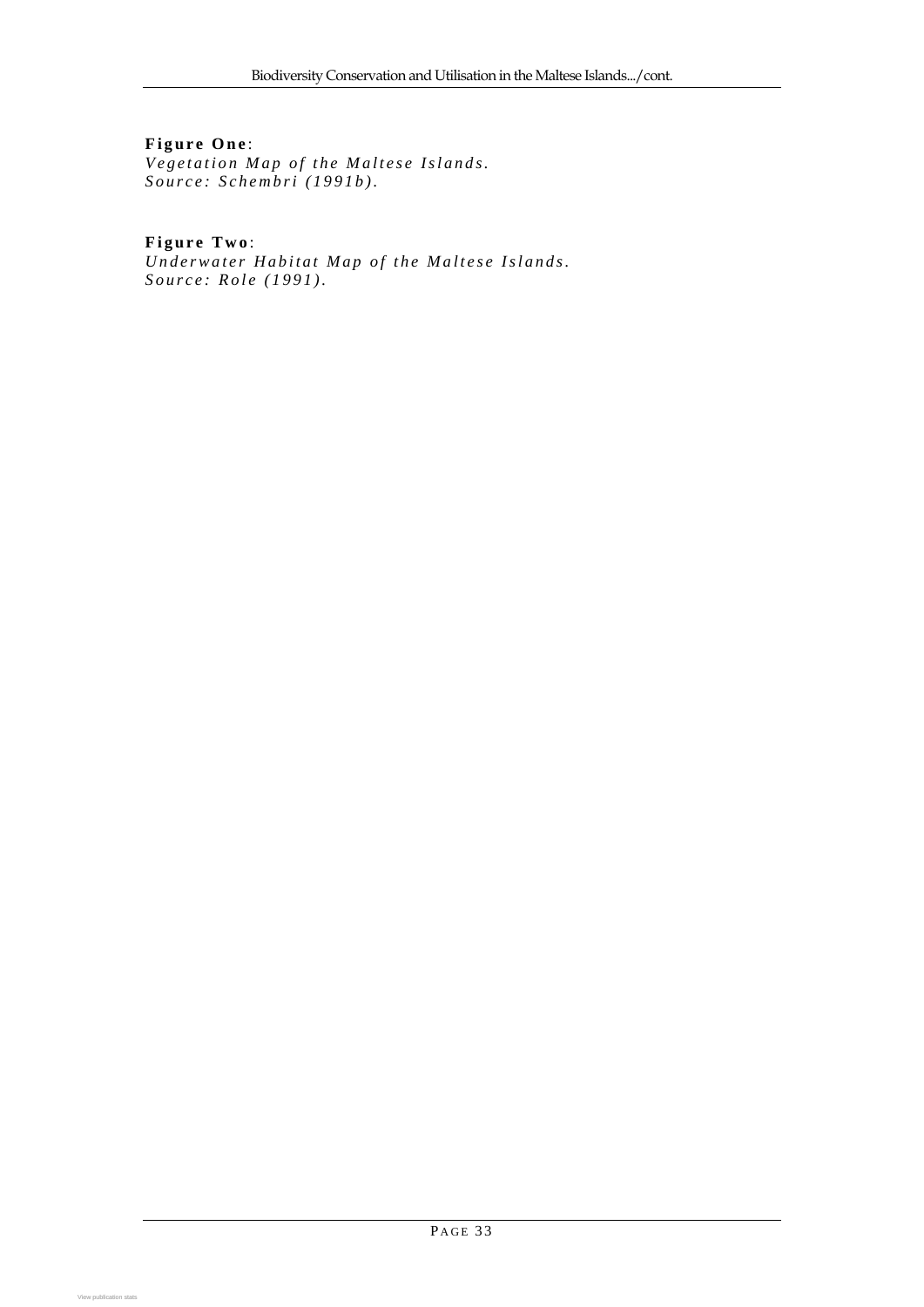**Figure One**:
*Vegetation Map of the Maltese Islands.*
*Source: Schembri (1991b).*

**Figure Two**:
*Underwater Habitat Map of the Maltese Islands.*
*Source: Role (1991).*